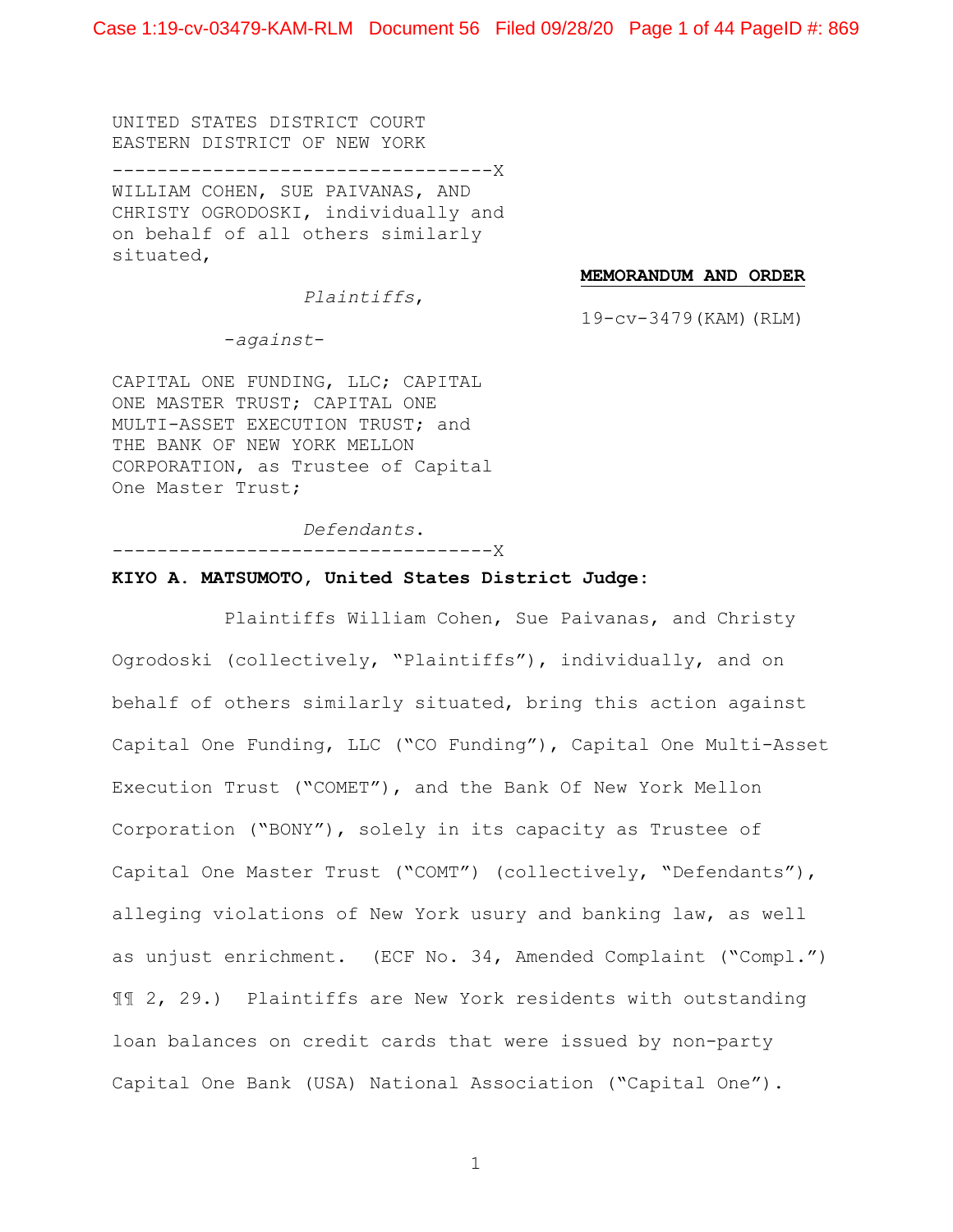UNITED STATES DISTRICT COURT
EASTERN DISTRICT OF NEW YORK

-----------------------------------X

WILLIAM COHEN, SUE PAIVANAS, AND CHRISTY OGRODOSKI, individually and on behalf of all others similarly situated,

*Plaintiffs*,

-*against*-

CAPITAL ONE FUNDING, LLC; CAPITAL ONE MASTER TRUST; CAPITAL ONE MULTI-ASSET EXECUTION TRUST; and THE BANK OF NEW YORK MELLON CORPORATION, as Trustee of Capital One Master Trust;

*Defendants*.

-----------------------------------X

**MEMORANDUM AND ORDER**

19-cv-3479(KAM)(RLM)

**KIYO A. MATSUMOTO, United States District Judge:**

Plaintiffs William Cohen, Sue Paivanas, and Christy Ogrodoski (collectively, "Plaintiffs"), individually, and on behalf of others similarly situated, bring this action against Capital One Funding, LLC ("CO Funding"), Capital One Multi-Asset Execution Trust ("COMET"), and the Bank Of New York Mellon Corporation ("BONY"), solely in its capacity as Trustee of Capital One Master Trust ("COMT") (collectively, "Defendants"), alleging violations of New York usury and banking law, as well as unjust enrichment. (ECF No. 34, Amended Complaint ("Compl.") ¶¶ 2, 29.) Plaintiffs are New York residents with outstanding loan balances on credit cards that were issued by non-party Capital One Bank (USA) National Association ("Capital One").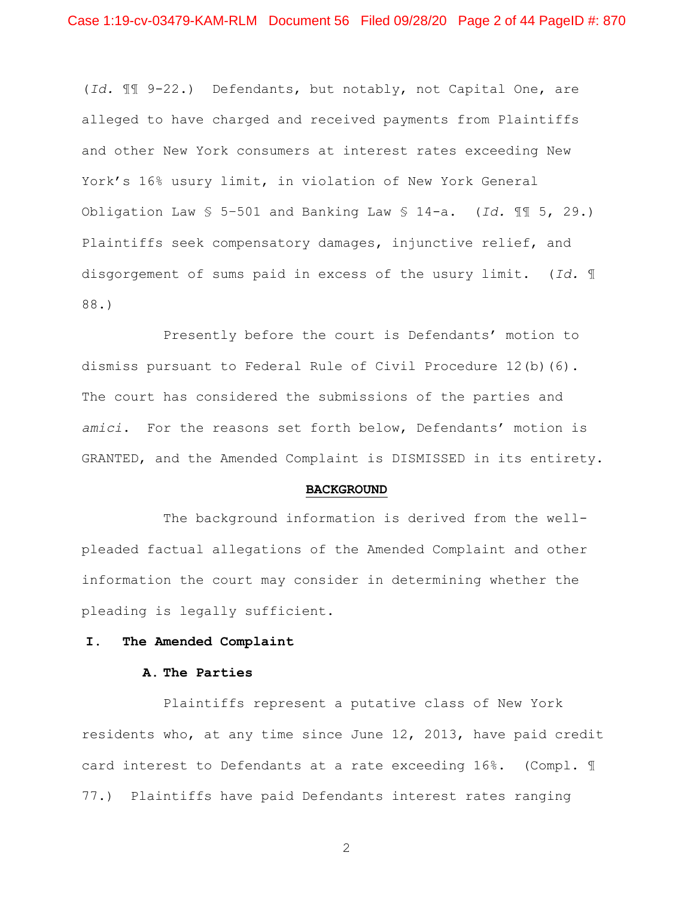(*Id.* ¶¶ 9-22.) Defendants, but notably, not Capital One, are alleged to have charged and received payments from Plaintiffs and other New York consumers at interest rates exceeding New York's 16% usury limit, in violation of New York General Obligation Law § 5-501 and Banking Law § 14-a. (*Id.* ¶¶ 5, 29.) Plaintiffs seek compensatory damages, injunctive relief, and disgorgement of sums paid in excess of the usury limit. (*Id.* ¶ 88.)

Presently before the court is Defendants' motion to dismiss pursuant to Federal Rule of Civil Procedure 12(b)(6). The court has considered the submissions of the parties and *amici*. For the reasons set forth below, Defendants' motion is GRANTED, and the Amended Complaint is DISMISSED in its entirety.

## BACKGROUND

The background information is derived from the well-pleaded factual allegations of the Amended Complaint and other information the court may consider in determining whether the pleading is legally sufficient.

### I. The Amended Complaint

#### A. The Parties

Plaintiffs represent a putative class of New York residents who, at any time since June 12, 2013, have paid credit card interest to Defendants at a rate exceeding 16%. (Compl. ¶ 77.) Plaintiffs have paid Defendants interest rates ranging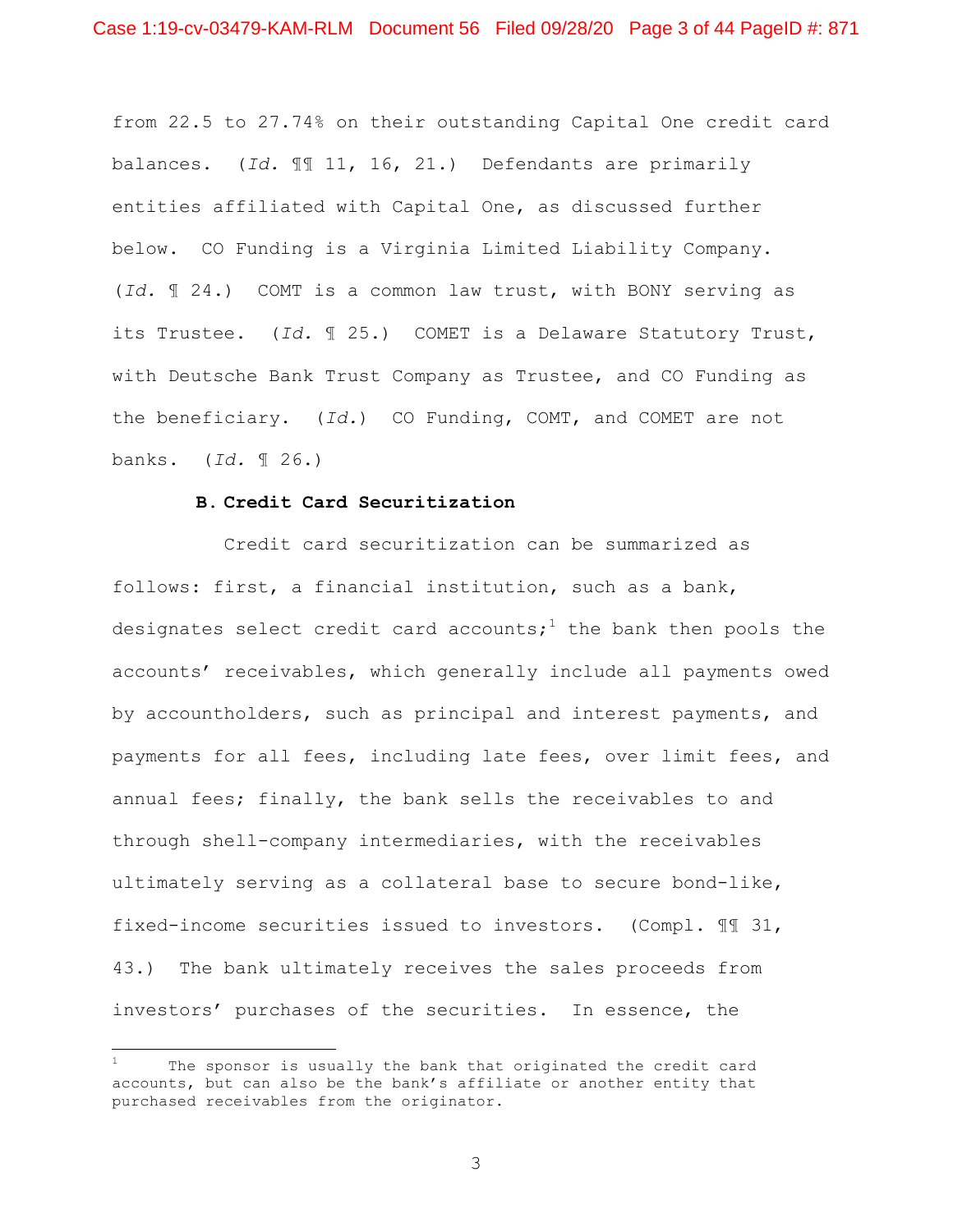from 22.5 to 27.74% on their outstanding Capital One credit card balances. (*Id.* ¶¶ 11, 16, 21.) Defendants are primarily entities affiliated with Capital One, as discussed further below. CO Funding is a Virginia Limited Liability Company. (*Id.* ¶ 24.) COMT is a common law trust, with BONY serving as its Trustee. (*Id.* ¶ 25.) COMET is a Delaware Statutory Trust, with Deutsche Bank Trust Company as Trustee, and CO Funding as the beneficiary. (*Id.*) CO Funding, COMT, and COMET are not banks. (*Id.* ¶ 26.)

### B. Credit Card Securitization

Credit card securitization can be summarized as follows: first, a financial institution, such as a bank, designates select credit card accounts;[1] the bank then pools the accounts' receivables, which generally include all payments owed by accountholders, such as principal and interest payments, and payments for all fees, including late fees, over limit fees, and annual fees; finally, the bank sells the receivables to and through shell-company intermediaries, with the receivables ultimately serving as a collateral base to secure bond-like, fixed-income securities issued to investors. (Compl. ¶¶ 31, 43.) The bank ultimately receives the sales proceeds from investors' purchases of the securities. In essence, the

[1] The sponsor is usually the bank that originated the credit card accounts, but can also be the bank's affiliate or another entity that purchased receivables from the originator.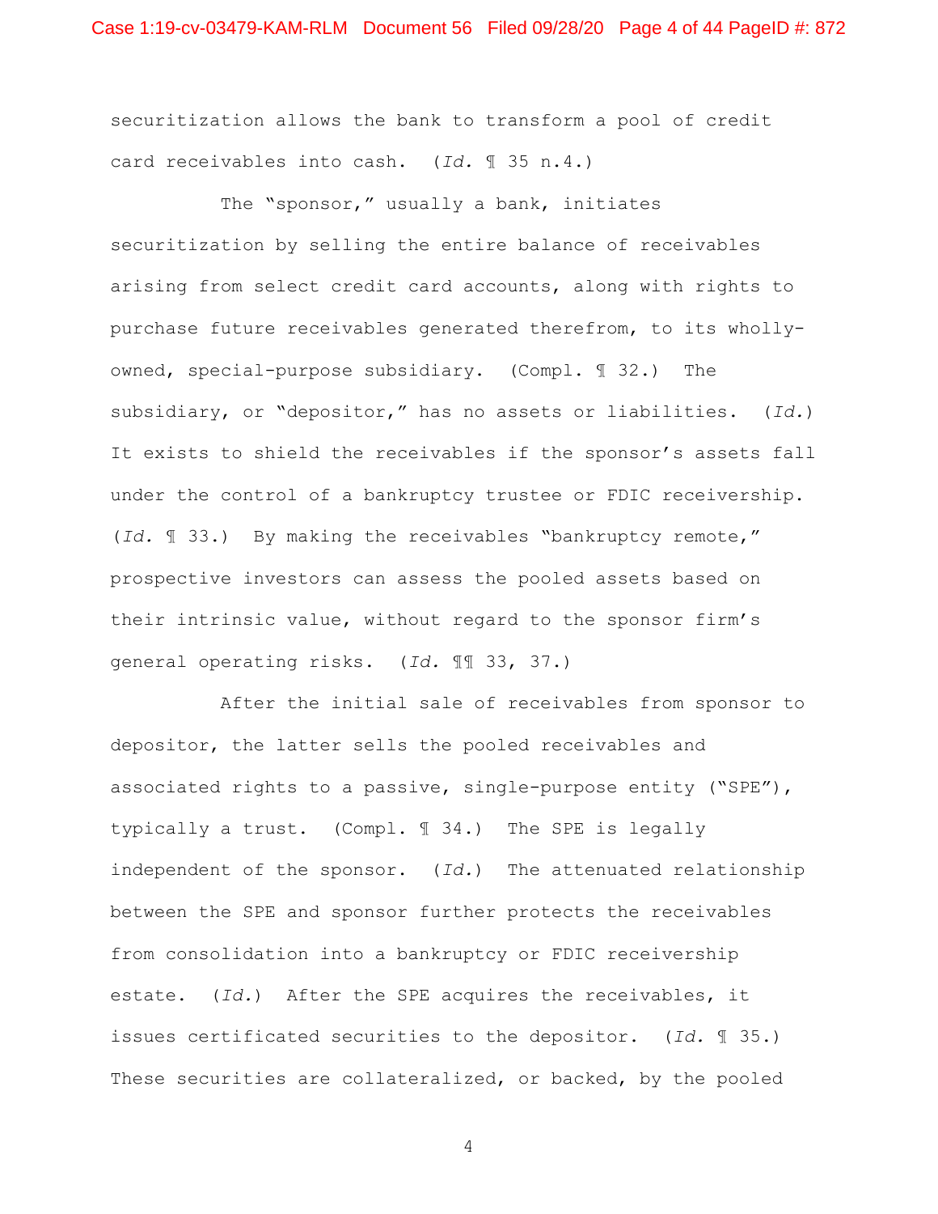securitization allows the bank to transform a pool of credit card receivables into cash. (*Id.* ¶ 35 n.4.)

The "sponsor," usually a bank, initiates securitization by selling the entire balance of receivables arising from select credit card accounts, along with rights to purchase future receivables generated therefrom, to its wholly-owned, special-purpose subsidiary. (Compl. ¶ 32.) The subsidiary, or "depositor," has no assets or liabilities. (*Id.*) It exists to shield the receivables if the sponsor's assets fall under the control of a bankruptcy trustee or FDIC receivership. (*Id.* ¶ 33.) By making the receivables "bankruptcy remote," prospective investors can assess the pooled assets based on their intrinsic value, without regard to the sponsor firm's general operating risks. (*Id.* ¶¶ 33, 37.)

After the initial sale of receivables from sponsor to depositor, the latter sells the pooled receivables and associated rights to a passive, single-purpose entity ("SPE"), typically a trust. (Compl. ¶ 34.) The SPE is legally independent of the sponsor. (*Id.*) The attenuated relationship between the SPE and sponsor further protects the receivables from consolidation into a bankruptcy or FDIC receivership estate. (*Id.*) After the SPE acquires the receivables, it issues certificated securities to the depositor. (*Id.* ¶ 35.) These securities are collateralized, or backed, by the pooled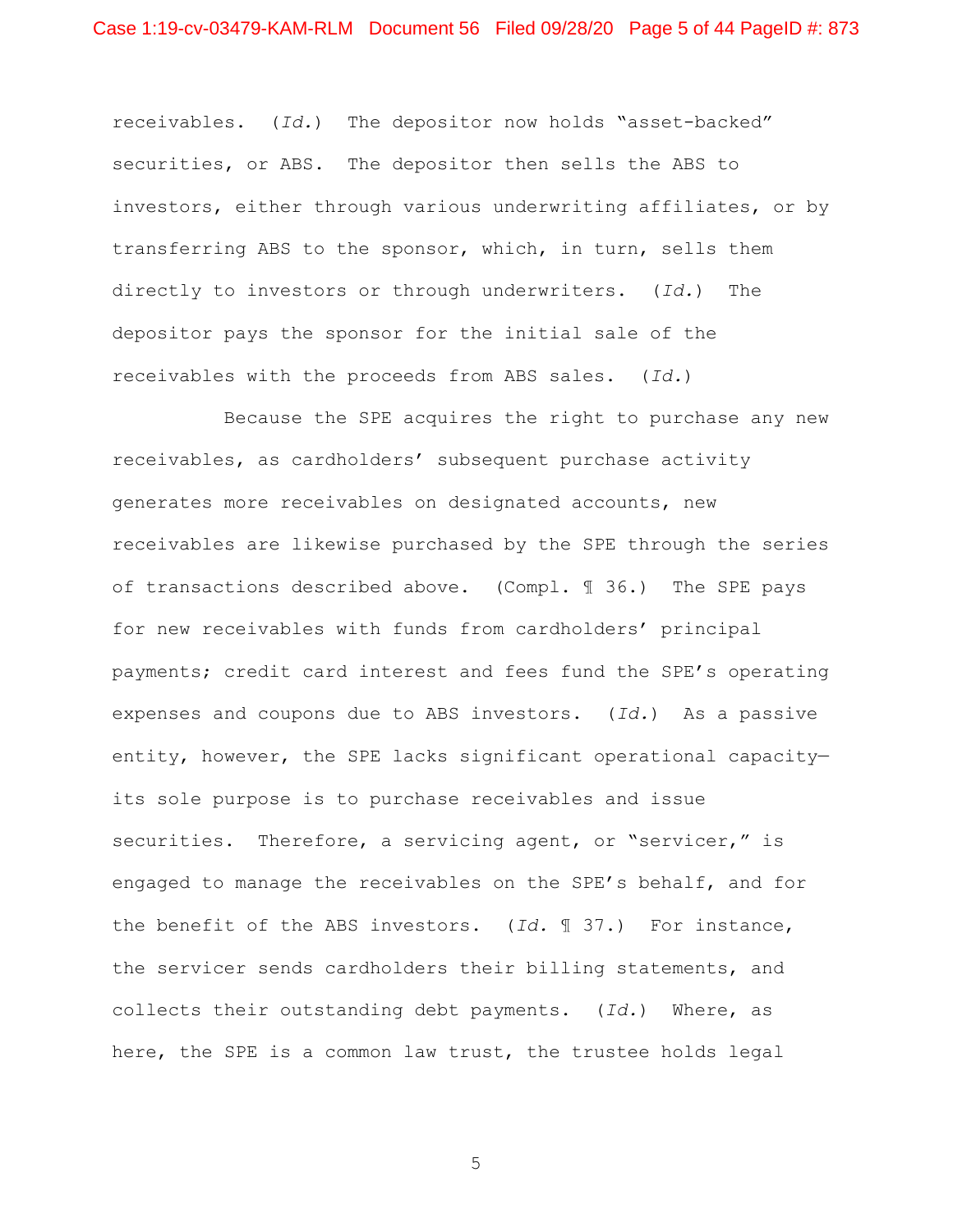receivables. (*Id.*) The depositor now holds "asset-backed" securities, or ABS. The depositor then sells the ABS to investors, either through various underwriting affiliates, or by transferring ABS to the sponsor, which, in turn, sells them directly to investors or through underwriters. (*Id.*) The depositor pays the sponsor for the initial sale of the receivables with the proceeds from ABS sales. (*Id.*)

Because the SPE acquires the right to purchase any new receivables, as cardholders' subsequent purchase activity generates more receivables on designated accounts, new receivables are likewise purchased by the SPE through the series of transactions described above. (Compl. ¶ 36.) The SPE pays for new receivables with funds from cardholders' principal payments; credit card interest and fees fund the SPE's operating expenses and coupons due to ABS investors. (*Id.*) As a passive entity, however, the SPE lacks significant operational capacity—its sole purpose is to purchase receivables and issue securities. Therefore, a servicing agent, or "servicer," is engaged to manage the receivables on the SPE's behalf, and for the benefit of the ABS investors. (*Id.* ¶ 37.) For instance, the servicer sends cardholders their billing statements, and collects their outstanding debt payments. (*Id.*) Where, as here, the SPE is a common law trust, the trustee holds legal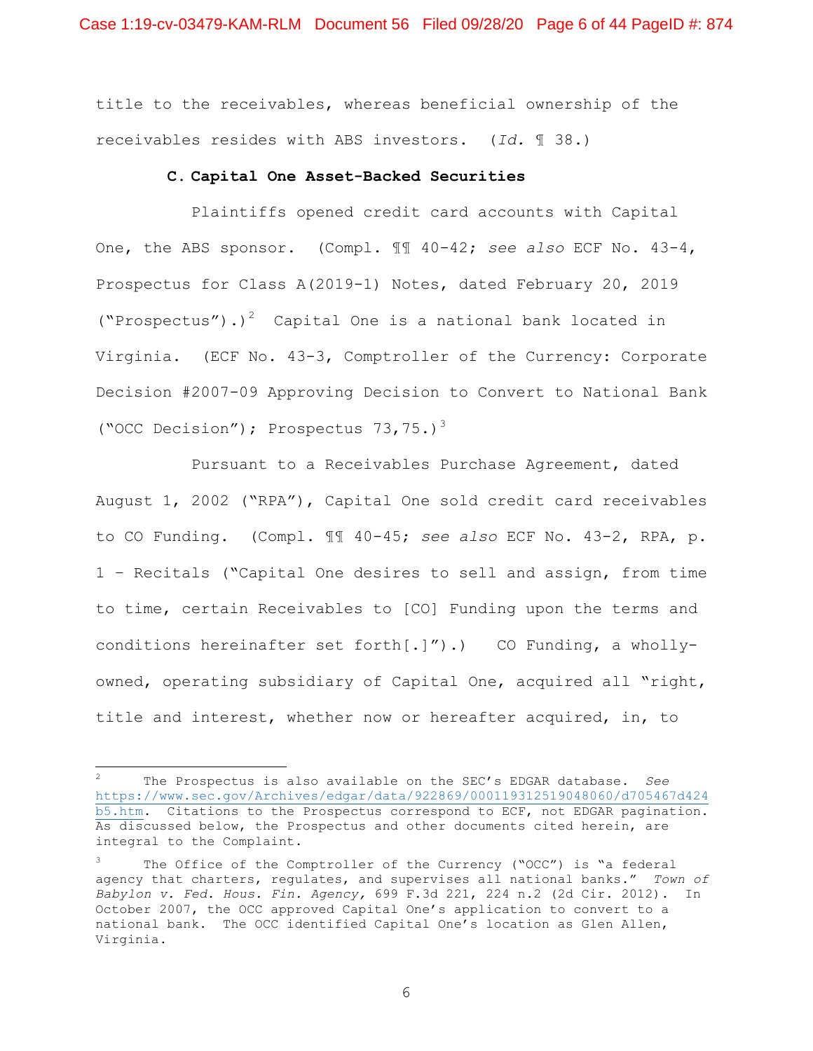title to the receivables, whereas beneficial ownership of the receivables resides with ABS investors. (*Id.* ¶ 38.)

### C. Capital One Asset-Backed Securities

Plaintiffs opened credit card accounts with Capital One, the ABS sponsor. (Compl. ¶¶ 40-42; *see also* ECF No. 43-4, Prospectus for Class A(2019-1) Notes, dated February 20, 2019 ("Prospectus").)[2] Capital One is a national bank located in Virginia. (ECF No. 43-3, Comptroller of the Currency: Corporate Decision #2007-09 Approving Decision to Convert to National Bank ("OCC Decision"); Prospectus 73,75.)[3]

Pursuant to a Receivables Purchase Agreement, dated August 1, 2002 ("RPA"), Capital One sold credit card receivables to CO Funding. (Compl. ¶¶ 40-45; *see also* ECF No. 43-2, RPA, p. 1 – Recitals ("Capital One desires to sell and assign, from time to time, certain Receivables to [CO] Funding upon the terms and conditions hereinafter set forth[.]").) CO Funding, a wholly-owned, operating subsidiary of Capital One, acquired all "right, title and interest, whether now or hereafter acquired, in, to

---

[2] The Prospectus is also available on the SEC's EDGAR database. *See* https://www.sec.gov/Archives/edgar/data/922869/000119312519048060/d705467d424b5.htm. Citations to the Prospectus correspond to ECF, not EDGAR pagination. As discussed below, the Prospectus and other documents cited herein, are integral to the Complaint.

[3] The Office of the Comptroller of the Currency ("OCC") is "a federal agency that charters, regulates, and supervises all national banks." *Town of Babylon v. Fed. Hous. Fin. Agency*, 699 F.3d 221, 224 n.2 (2d Cir. 2012). In October 2007, the OCC approved Capital One's application to convert to a national bank. The OCC identified Capital One's location as Glen Allen, Virginia.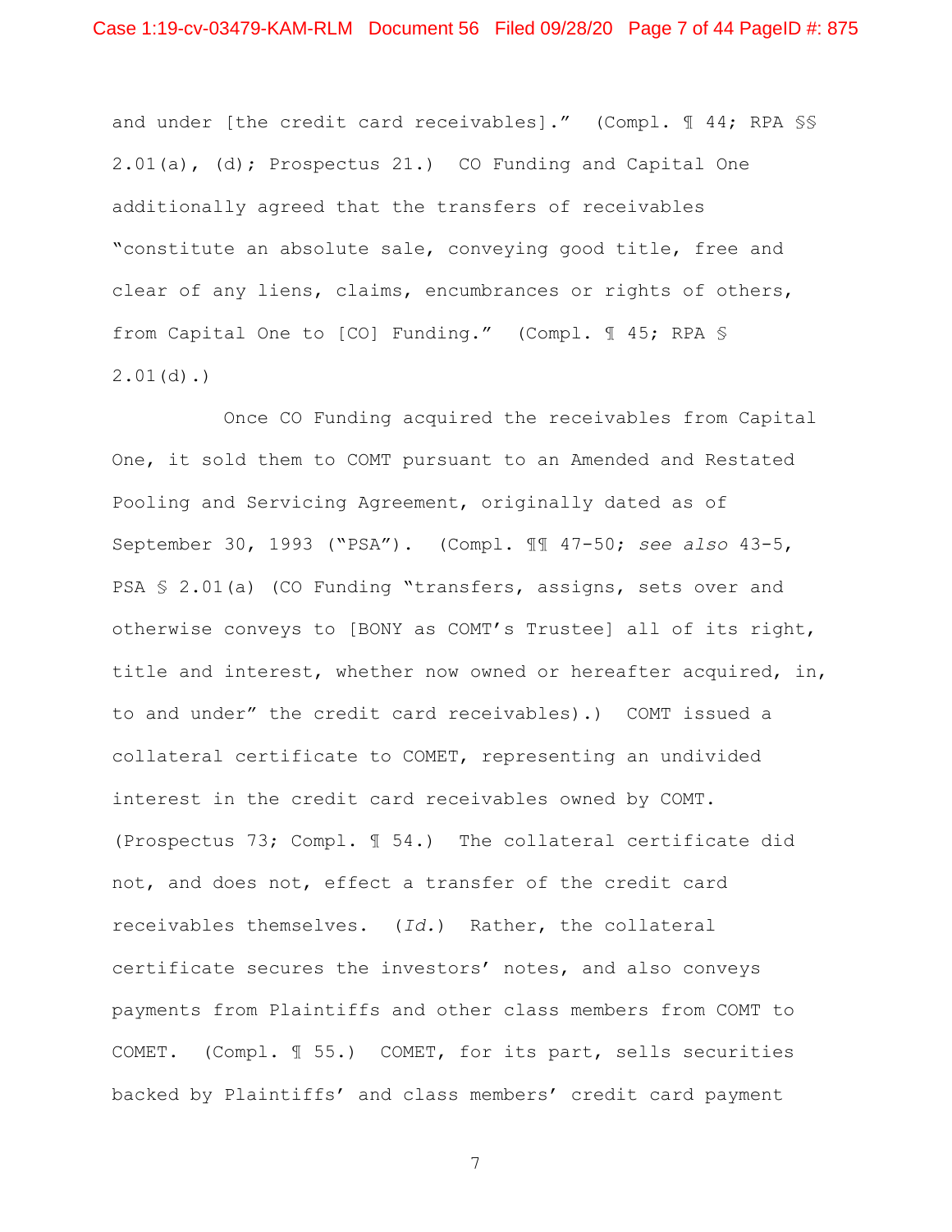and under [the credit card receivables]." (Compl. ¶ 44; RPA §§ 2.01(a), (d); Prospectus 21.) CO Funding and Capital One additionally agreed that the transfers of receivables "constitute an absolute sale, conveying good title, free and clear of any liens, claims, encumbrances or rights of others, from Capital One to [CO] Funding." (Compl. ¶ 45; RPA § 2.01(d).)

Once CO Funding acquired the receivables from Capital One, it sold them to COMT pursuant to an Amended and Restated Pooling and Servicing Agreement, originally dated as of September 30, 1993 ("PSA"). (Compl. ¶¶ 47-50; *see also* 43-5, PSA § 2.01(a) (CO Funding "transfers, assigns, sets over and otherwise conveys to [BONY as COMT's Trustee] all of its right, title and interest, whether now owned or hereafter acquired, in, to and under" the credit card receivables).) COMT issued a collateral certificate to COMET, representing an undivided interest in the credit card receivables owned by COMT. (Prospectus 73; Compl. ¶ 54.) The collateral certificate did not, and does not, effect a transfer of the credit card receivables themselves. (*Id.*) Rather, the collateral certificate secures the investors' notes, and also conveys payments from Plaintiffs and other class members from COMT to COMET. (Compl. ¶ 55.) COMET, for its part, sells securities backed by Plaintiffs' and class members' credit card payment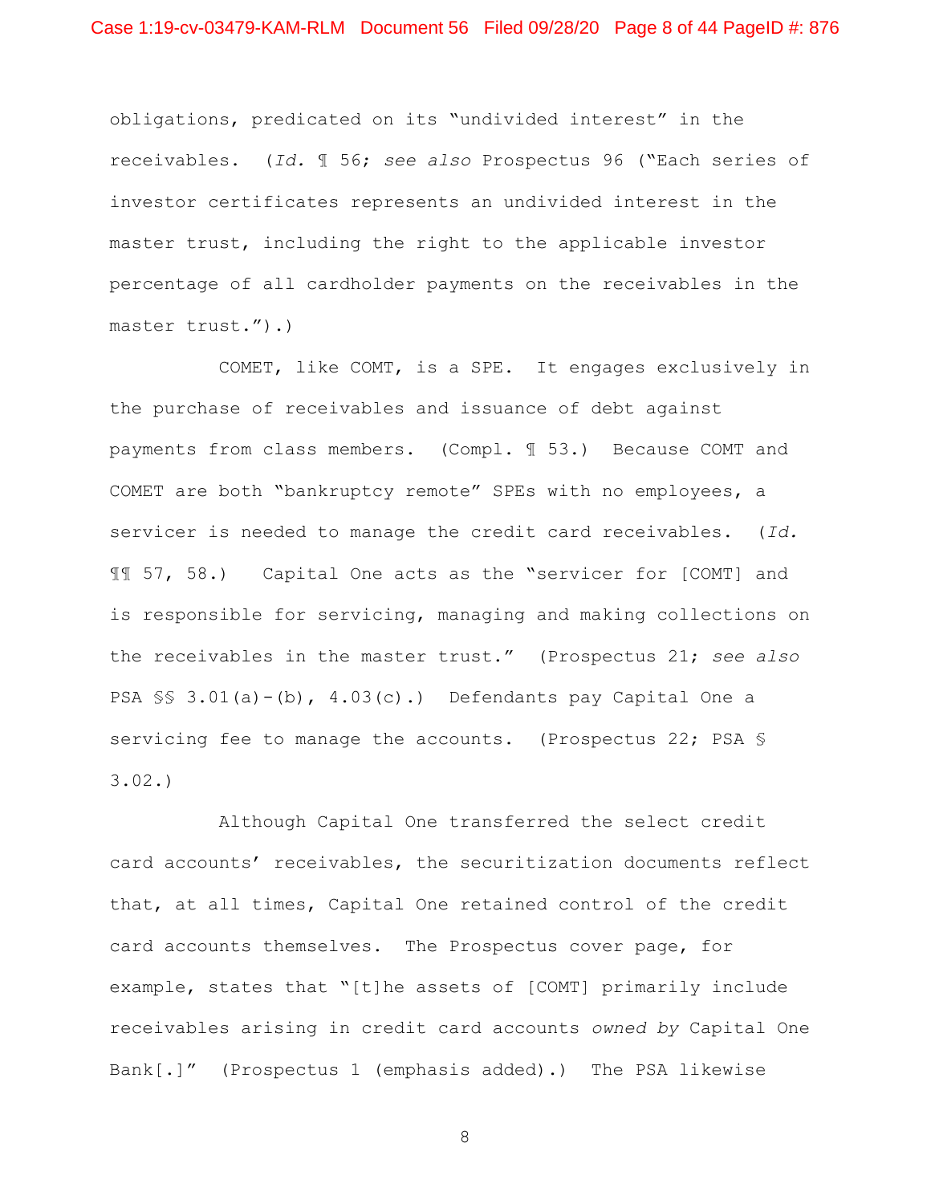obligations, predicated on its "undivided interest" in the receivables. (*Id.* ¶ 56; *see also* Prospectus 96 ("Each series of investor certificates represents an undivided interest in the master trust, including the right to the applicable investor percentage of all cardholder payments on the receivables in the master trust.").)

COMET, like COMT, is a SPE. It engages exclusively in the purchase of receivables and issuance of debt against payments from class members. (Compl. ¶ 53.) Because COMT and COMET are both "bankruptcy remote" SPEs with no employees, a servicer is needed to manage the credit card receivables. (*Id.* ¶¶ 57, 58.) Capital One acts as the "servicer for [COMT] and is responsible for servicing, managing and making collections on the receivables in the master trust." (Prospectus 21; *see also* PSA §§ 3.01(a)-(b), 4.03(c).) Defendants pay Capital One a servicing fee to manage the accounts. (Prospectus 22; PSA § 3.02.)

Although Capital One transferred the select credit card accounts' receivables, the securitization documents reflect that, at all times, Capital One retained control of the credit card accounts themselves. The Prospectus cover page, for example, states that "[t]he assets of [COMT] primarily include receivables arising in credit card accounts *owned by* Capital One Bank[.]" (Prospectus 1 (emphasis added).) The PSA likewise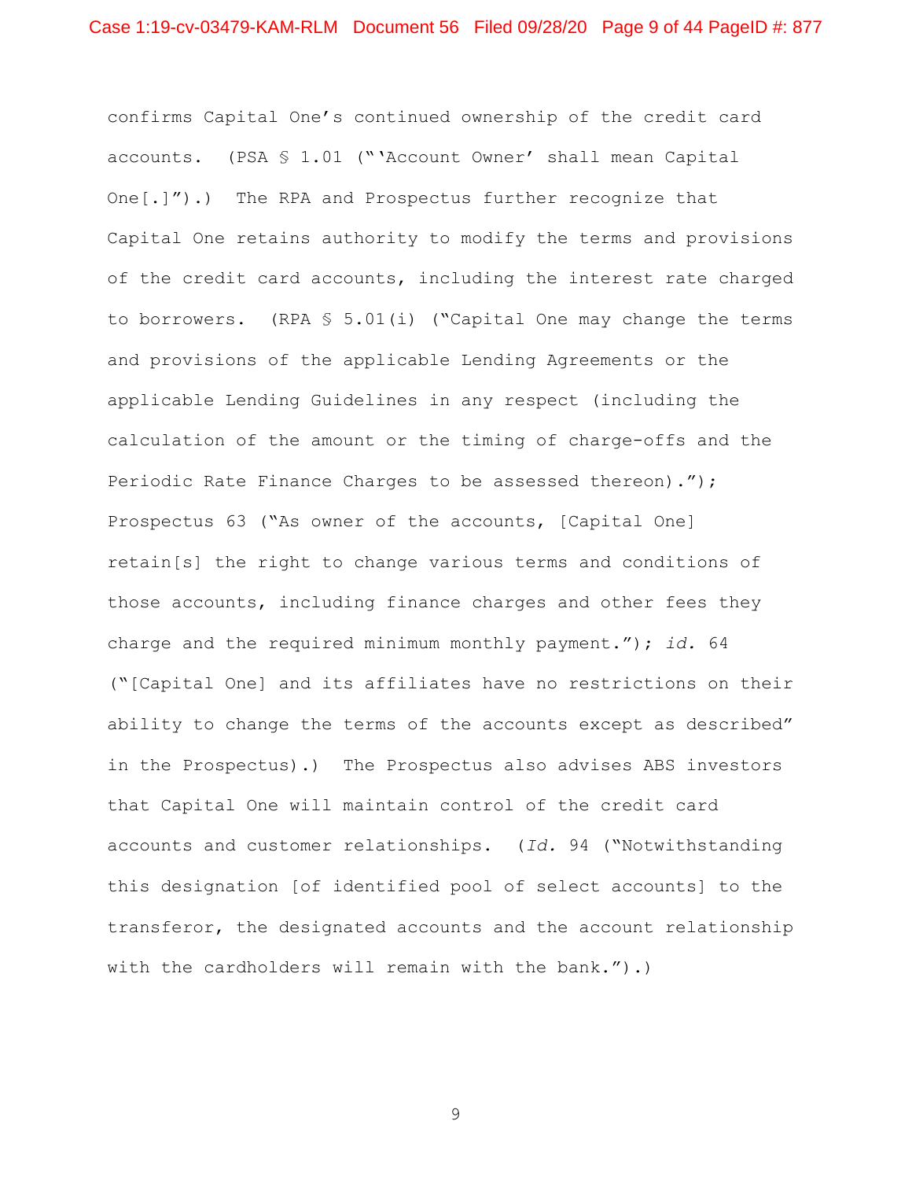confirms Capital One's continued ownership of the credit card accounts. (PSA § 1.01 ("'Account Owner' shall mean Capital One[.]").) The RPA and Prospectus further recognize that Capital One retains authority to modify the terms and provisions of the credit card accounts, including the interest rate charged to borrowers. (RPA § 5.01(i) ("Capital One may change the terms and provisions of the applicable Lending Agreements or the applicable Lending Guidelines in any respect (including the calculation of the amount or the timing of charge-offs and the Periodic Rate Finance Charges to be assessed thereon)."); Prospectus 63 ("As owner of the accounts, [Capital One] retain[s] the right to change various terms and conditions of those accounts, including finance charges and other fees they charge and the required minimum monthly payment."); *id.* 64 ("[Capital One] and its affiliates have no restrictions on their ability to change the terms of the accounts except as described" in the Prospectus).) The Prospectus also advises ABS investors that Capital One will maintain control of the credit card accounts and customer relationships. (*Id.* 94 ("Notwithstanding this designation [of identified pool of select accounts] to the transferor, the designated accounts and the account relationship with the cardholders will remain with the bank.").)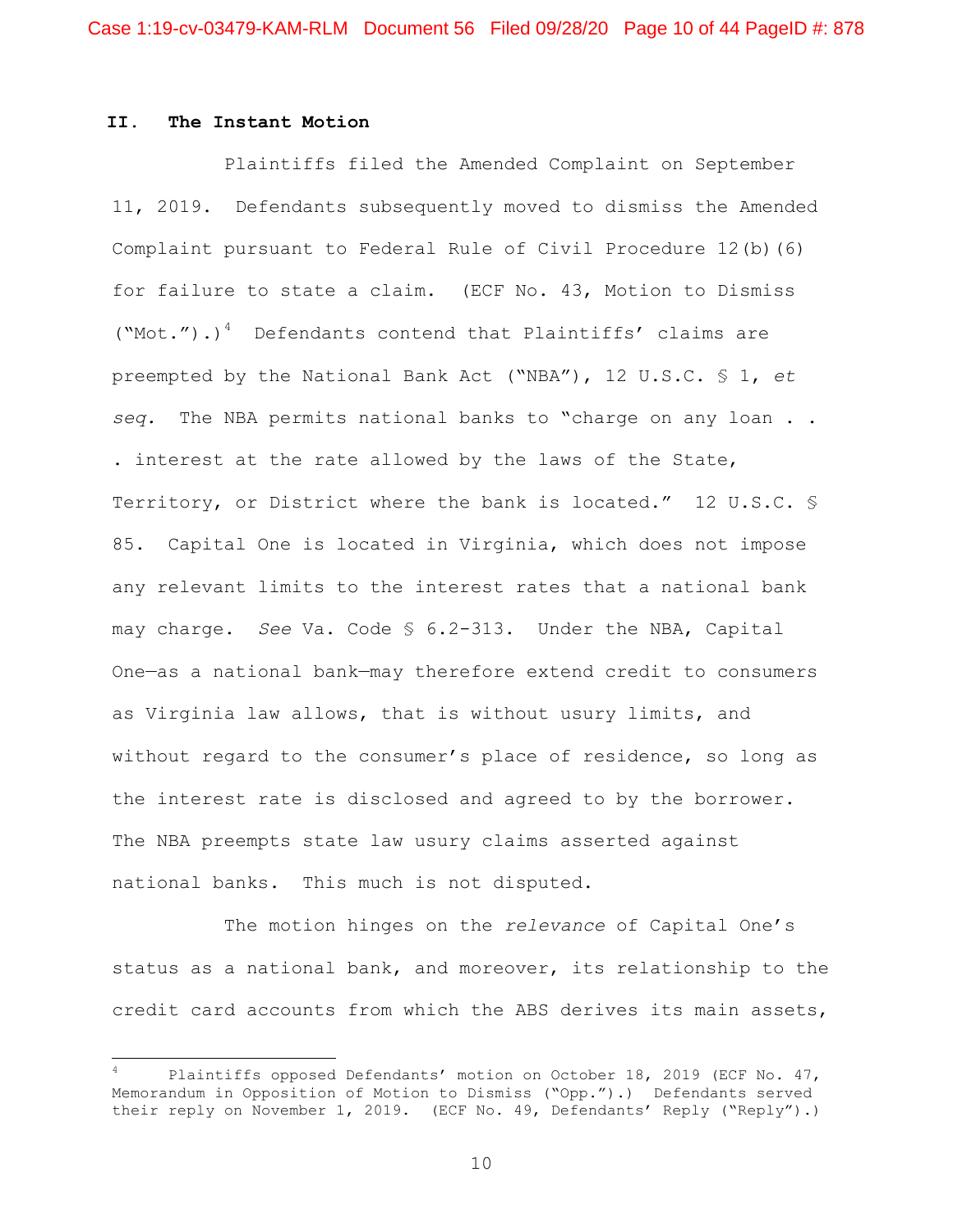## II. The Instant Motion

Plaintiffs filed the Amended Complaint on September 11, 2019. Defendants subsequently moved to dismiss the Amended Complaint pursuant to Federal Rule of Civil Procedure 12(b)(6) for failure to state a claim. (ECF No. 43, Motion to Dismiss ("Mot.").)[4] Defendants contend that Plaintiffs' claims are preempted by the National Bank Act ("NBA"), 12 U.S.C. § 1, *et seq.* The NBA permits national banks to "charge on any loan . . . interest at the rate allowed by the laws of the State, Territory, or District where the bank is located." 12 U.S.C. § 85. Capital One is located in Virginia, which does not impose any relevant limits to the interest rates that a national bank may charge. *See* Va. Code § 6.2-313. Under the NBA, Capital One—as a national bank—may therefore extend credit to consumers as Virginia law allows, that is without usury limits, and without regard to the consumer's place of residence, so long as the interest rate is disclosed and agreed to by the borrower. The NBA preempts state law usury claims asserted against national banks. This much is not disputed.

The motion hinges on the *relevance* of Capital One's status as a national bank, and moreover, its relationship to the credit card accounts from which the ABS derives its main assets,

---

[4] Plaintiffs opposed Defendants' motion on October 18, 2019 (ECF No. 47, Memorandum in Opposition of Motion to Dismiss ("Opp.").) Defendants served their reply on November 1, 2019. (ECF No. 49, Defendants' Reply ("Reply").)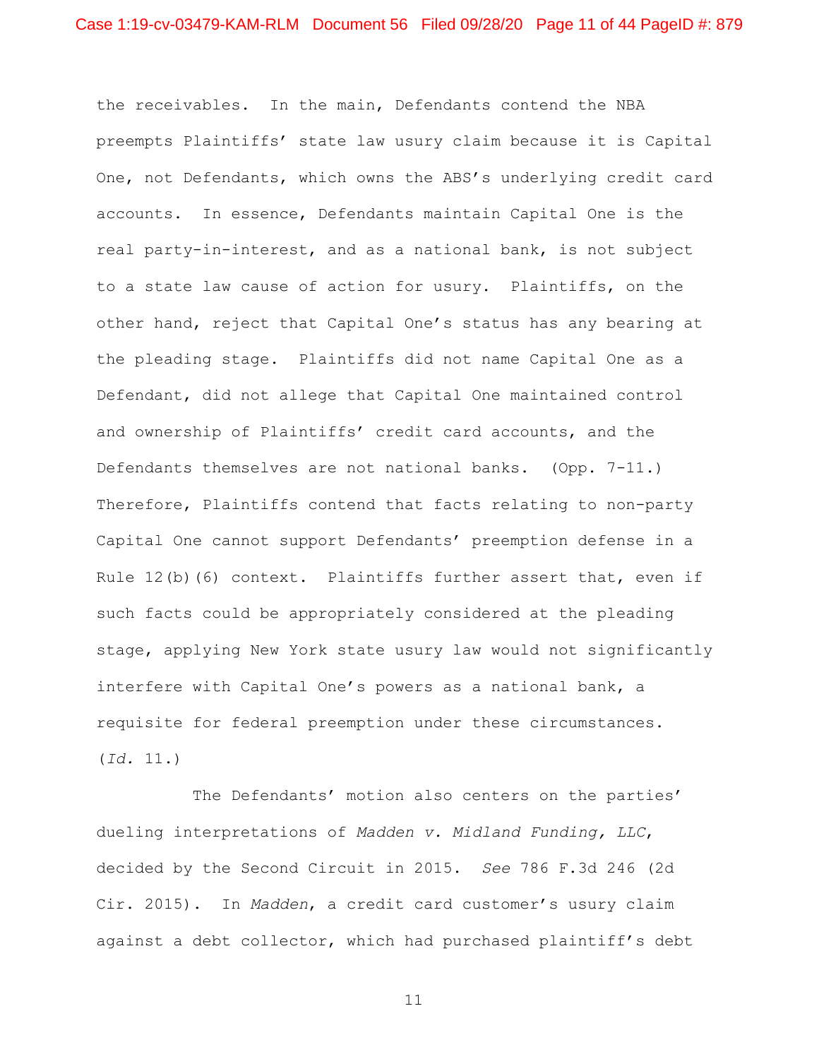the receivables. In the main, Defendants contend the NBA preempts Plaintiffs' state law usury claim because it is Capital One, not Defendants, which owns the ABS's underlying credit card accounts. In essence, Defendants maintain Capital One is the real party-in-interest, and as a national bank, is not subject to a state law cause of action for usury. Plaintiffs, on the other hand, reject that Capital One's status has any bearing at the pleading stage. Plaintiffs did not name Capital One as a Defendant, did not allege that Capital One maintained control and ownership of Plaintiffs' credit card accounts, and the Defendants themselves are not national banks. (Opp. 7-11.) Therefore, Plaintiffs contend that facts relating to non-party Capital One cannot support Defendants' preemption defense in a Rule 12(b)(6) context. Plaintiffs further assert that, even if such facts could be appropriately considered at the pleading stage, applying New York state usury law would not significantly interfere with Capital One's powers as a national bank, a requisite for federal preemption under these circumstances. (*Id.* 11.)

The Defendants' motion also centers on the parties' dueling interpretations of *Madden v. Midland Funding, LLC*, decided by the Second Circuit in 2015. *See* 786 F.3d 246 (2d Cir. 2015). In *Madden*, a credit card customer's usury claim against a debt collector, which had purchased plaintiff's debt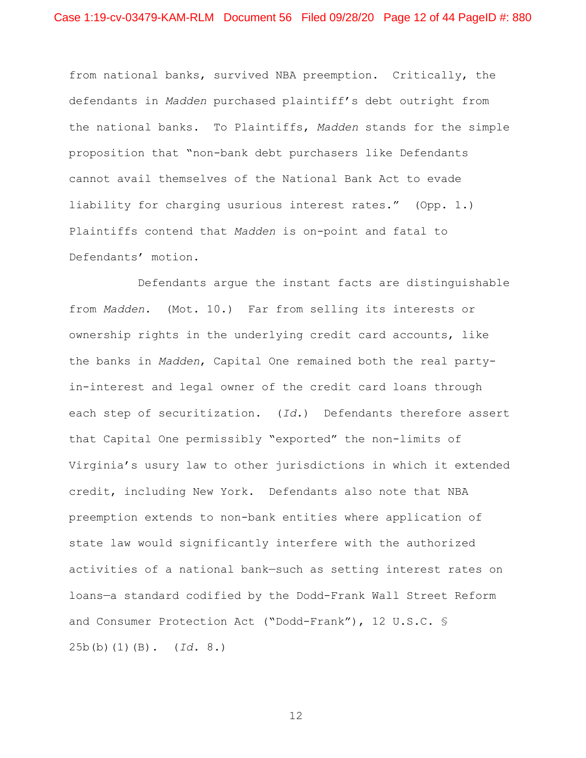from national banks, survived NBA preemption. Critically, the defendants in *Madden* purchased plaintiff's debt outright from the national banks. To Plaintiffs, *Madden* stands for the simple proposition that "non-bank debt purchasers like Defendants cannot avail themselves of the National Bank Act to evade liability for charging usurious interest rates." (Opp. 1.) Plaintiffs contend that *Madden* is on-point and fatal to Defendants' motion.

Defendants argue the instant facts are distinguishable from *Madden*. (Mot. 10.) Far from selling its interests or ownership rights in the underlying credit card accounts, like the banks in *Madden*, Capital One remained both the real party-in-interest and legal owner of the credit card loans through each step of securitization. (*Id.*) Defendants therefore assert that Capital One permissibly "exported" the non-limits of Virginia's usury law to other jurisdictions in which it extended credit, including New York. Defendants also note that NBA preemption extends to non-bank entities where application of state law would significantly interfere with the authorized activities of a national bank—such as setting interest rates on loans—a standard codified by the Dodd-Frank Wall Street Reform and Consumer Protection Act ("Dodd-Frank"), 12 U.S.C. § 25b(b)(1)(B). (*Id.* 8.)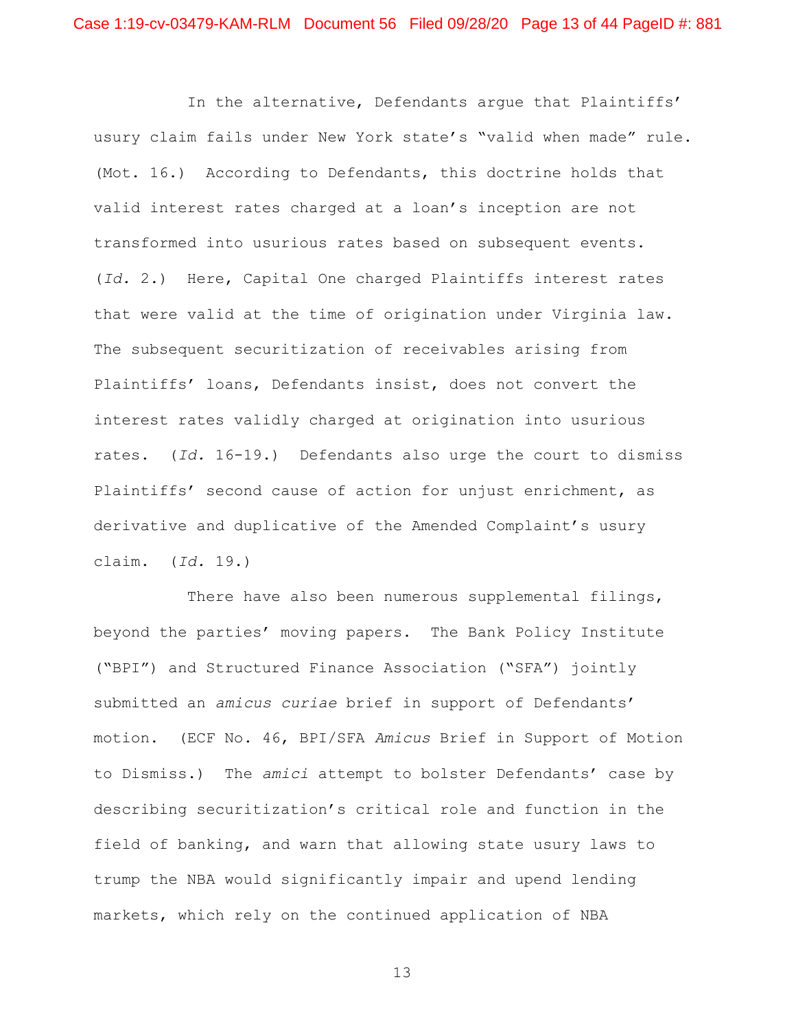In the alternative, Defendants argue that Plaintiffs' usury claim fails under New York state's "valid when made" rule. (Mot. 16.) According to Defendants, this doctrine holds that valid interest rates charged at a loan's inception are not transformed into usurious rates based on subsequent events. (*Id.* 2.) Here, Capital One charged Plaintiffs interest rates that were valid at the time of origination under Virginia law. The subsequent securitization of receivables arising from Plaintiffs' loans, Defendants insist, does not convert the interest rates validly charged at origination into usurious rates. (*Id.* 16-19.) Defendants also urge the court to dismiss Plaintiffs' second cause of action for unjust enrichment, as derivative and duplicative of the Amended Complaint's usury claim. (*Id.* 19.)

There have also been numerous supplemental filings, beyond the parties' moving papers. The Bank Policy Institute ("BPI") and Structured Finance Association ("SFA") jointly submitted an *amicus curiae* brief in support of Defendants' motion. (ECF No. 46, BPI/SFA *Amicus* Brief in Support of Motion to Dismiss.) The *amici* attempt to bolster Defendants' case by describing securitization's critical role and function in the field of banking, and warn that allowing state usury laws to trump the NBA would significantly impair and upend lending markets, which rely on the continued application of NBA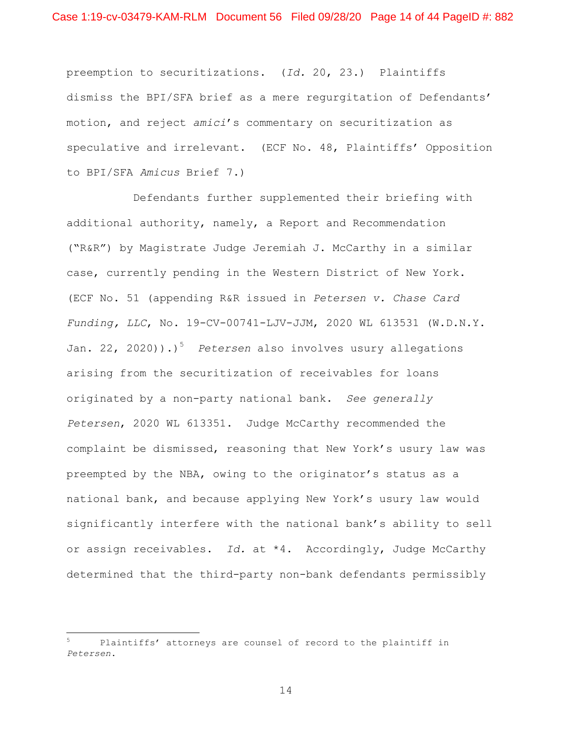preemption to securitizations. (*Id.* 20, 23.) Plaintiffs dismiss the BPI/SFA brief as a mere regurgitation of Defendants' motion, and reject *amici*'s commentary on securitization as speculative and irrelevant. (ECF No. 48, Plaintiffs' Opposition to BPI/SFA *Amicus* Brief 7.)

Defendants further supplemented their briefing with additional authority, namely, a Report and Recommendation ("R&R") by Magistrate Judge Jeremiah J. McCarthy in a similar case, currently pending in the Western District of New York. (ECF No. 51 (appending R&R issued in *Petersen v. Chase Card Funding, LLC*, No. 19-CV-00741-LJV-JJM, 2020 WL 613531 (W.D.N.Y. Jan. 22, 2020)).)[5] *Petersen* also involves usury allegations arising from the securitization of receivables for loans originated by a non-party national bank. *See generally Petersen*, 2020 WL 613351. Judge McCarthy recommended the complaint be dismissed, reasoning that New York's usury law was preempted by the NBA, owing to the originator's status as a national bank, and because applying New York's usury law would significantly interfere with the national bank's ability to sell or assign receivables. *Id.* at *4. Accordingly, Judge McCarthy determined that the third-party non-bank defendants permissibly

---

[5] Plaintiffs' attorneys are counsel of record to the plaintiff in *Petersen*.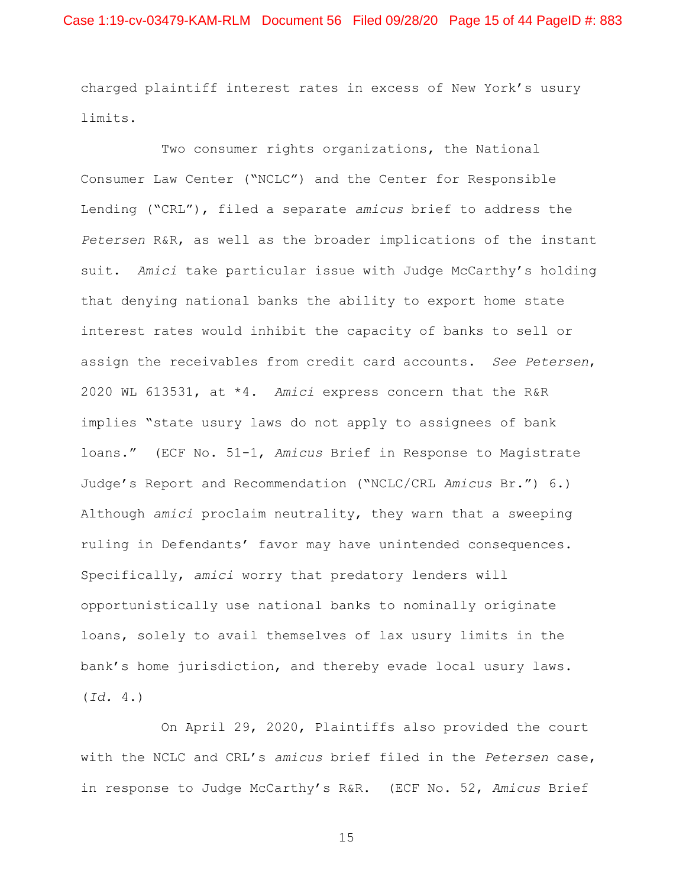charged plaintiff interest rates in excess of New York's usury limits.

Two consumer rights organizations, the National Consumer Law Center ("NCLC") and the Center for Responsible Lending ("CRL"), filed a separate *amicus* brief to address the *Petersen* R&R, as well as the broader implications of the instant suit. *Amici* take particular issue with Judge McCarthy's holding that denying national banks the ability to export home state interest rates would inhibit the capacity of banks to sell or assign the receivables from credit card accounts. *See Petersen*, 2020 WL 613531, at *4. *Amici* express concern that the R&R implies "state usury laws do not apply to assignees of bank loans." (ECF No. 51-1, *Amicus* Brief in Response to Magistrate Judge's Report and Recommendation ("NCLC/CRL *Amicus* Br.") 6.) Although *amici* proclaim neutrality, they warn that a sweeping ruling in Defendants' favor may have unintended consequences. Specifically, *amici* worry that predatory lenders will opportunistically use national banks to nominally originate loans, solely to avail themselves of lax usury limits in the bank's home jurisdiction, and thereby evade local usury laws. (*Id.* 4.)

On April 29, 2020, Plaintiffs also provided the court with the NCLC and CRL's *amicus* brief filed in the *Petersen* case, in response to Judge McCarthy's R&R. (ECF No. 52, *Amicus* Brief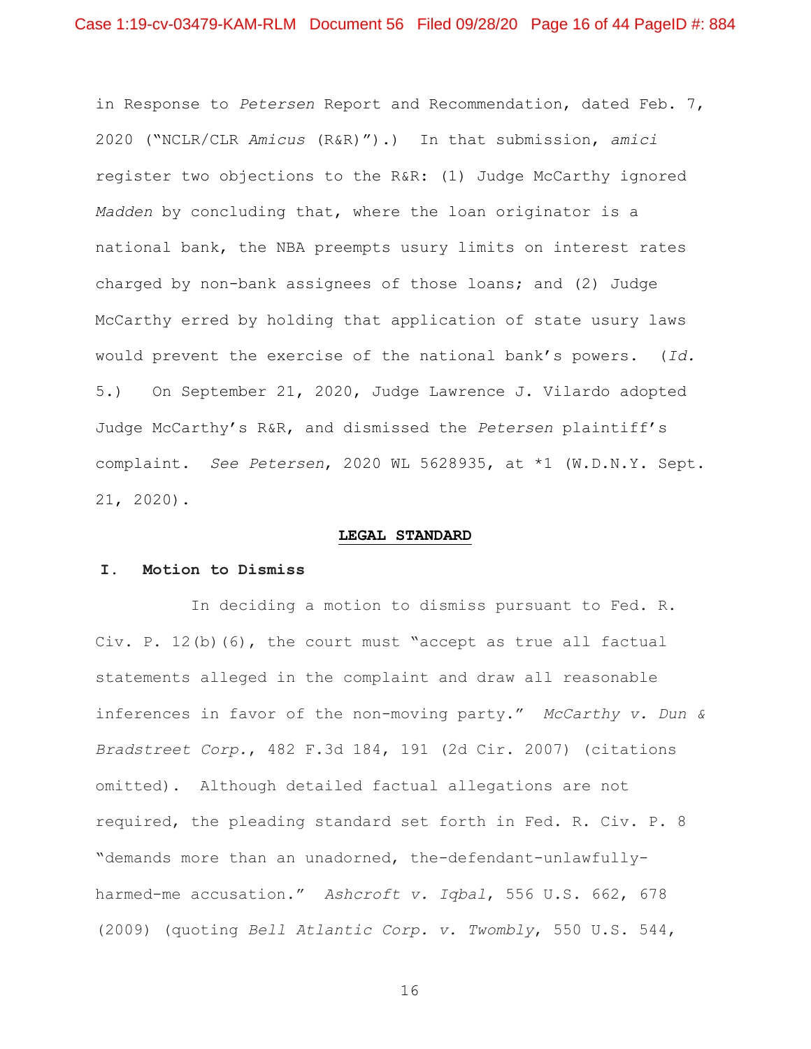in Response to *Petersen* Report and Recommendation, dated Feb. 7, 2020 ("NCLR/CLR *Amicus* (R&R)").) In that submission, *amici* register two objections to the R&R: (1) Judge McCarthy ignored *Madden* by concluding that, where the loan originator is a national bank, the NBA preempts usury limits on interest rates charged by non-bank assignees of those loans; and (2) Judge McCarthy erred by holding that application of state usury laws would prevent the exercise of the national bank's powers. (*Id.* 5.) On September 21, 2020, Judge Lawrence J. Vilardo adopted Judge McCarthy's R&R, and dismissed the *Petersen* plaintiff's complaint. *See Petersen*, 2020 WL 5628935, at *1 (W.D.N.Y. Sept. 21, 2020).

## LEGAL STANDARD

### I. Motion to Dismiss

In deciding a motion to dismiss pursuant to Fed. R. Civ. P. 12(b)(6), the court must "accept as true all factual statements alleged in the complaint and draw all reasonable inferences in favor of the non-moving party." *McCarthy v. Dun & Bradstreet Corp.*, 482 F.3d 184, 191 (2d Cir. 2007) (citations omitted). Although detailed factual allegations are not required, the pleading standard set forth in Fed. R. Civ. P. 8 "demands more than an unadorned, the-defendant-unlawfully-harmed-me accusation." *Ashcroft v. Iqbal*, 556 U.S. 662, 678 (2009) (quoting *Bell Atlantic Corp. v. Twombly*, 550 U.S. 544,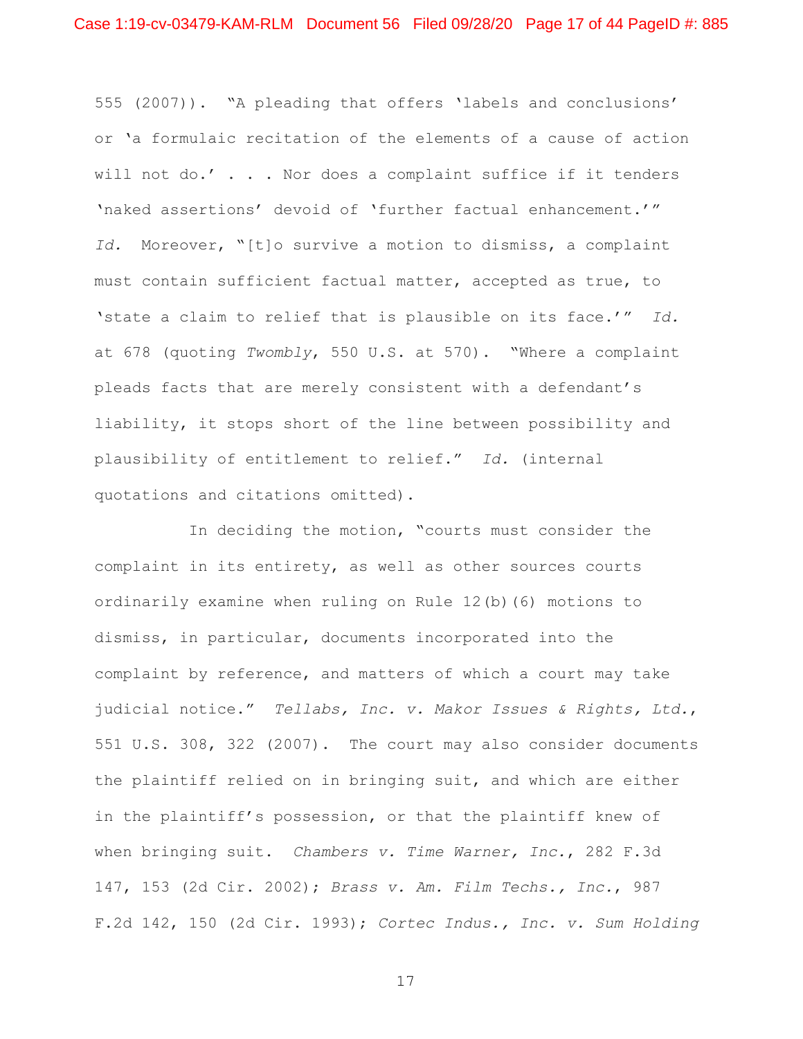555 (2007)). "A pleading that offers 'labels and conclusions' or 'a formulaic recitation of the elements of a cause of action will not do.' . . . Nor does a complaint suffice if it tenders 'naked assertions' devoid of 'further factual enhancement.'" *Id.* Moreover, "[t]o survive a motion to dismiss, a complaint must contain sufficient factual matter, accepted as true, to 'state a claim to relief that is plausible on its face.'" *Id.* at 678 (quoting *Twombly*, 550 U.S. at 570). "Where a complaint pleads facts that are merely consistent with a defendant's liability, it stops short of the line between possibility and plausibility of entitlement to relief." *Id.* (internal quotations and citations omitted).

In deciding the motion, "courts must consider the complaint in its entirety, as well as other sources courts ordinarily examine when ruling on Rule 12(b)(6) motions to dismiss, in particular, documents incorporated into the complaint by reference, and matters of which a court may take judicial notice." *Tellabs, Inc. v. Makor Issues & Rights, Ltd.*, 551 U.S. 308, 322 (2007). The court may also consider documents the plaintiff relied on in bringing suit, and which are either in the plaintiff's possession, or that the plaintiff knew of when bringing suit. *Chambers v. Time Warner, Inc.*, 282 F.3d 147, 153 (2d Cir. 2002); *Brass v. Am. Film Techs., Inc.*, 987 F.2d 142, 150 (2d Cir. 1993); *Cortec Indus., Inc. v. Sum Holding*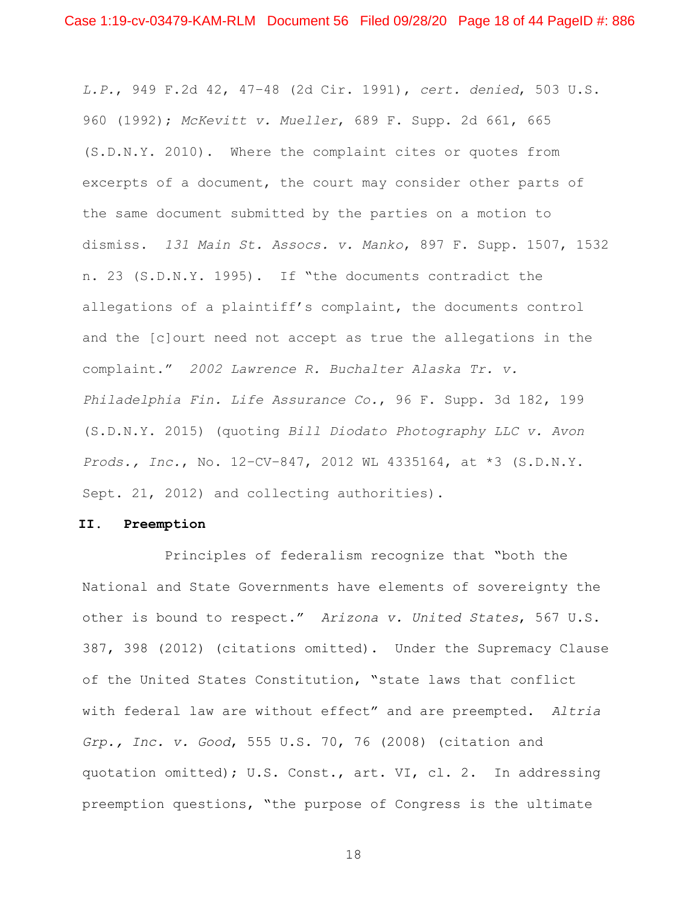*L.P.*, 949 F.2d 42, 47-48 (2d Cir. 1991), *cert. denied*, 503 U.S. 960 (1992); *McKevitt v. Mueller*, 689 F. Supp. 2d 661, 665 (S.D.N.Y. 2010). Where the complaint cites or quotes from excerpts of a document, the court may consider other parts of the same document submitted by the parties on a motion to dismiss. *131 Main St. Assocs. v. Manko*, 897 F. Supp. 1507, 1532 n. 23 (S.D.N.Y. 1995). If "the documents contradict the allegations of a plaintiff's complaint, the documents control and the [c]ourt need not accept as true the allegations in the complaint." *2002 Lawrence R. Buchalter Alaska Tr. v. Philadelphia Fin. Life Assurance Co.*, 96 F. Supp. 3d 182, 199 (S.D.N.Y. 2015) (quoting *Bill Diodato Photography LLC v. Avon Prods., Inc.*, No. 12-CV-847, 2012 WL 4335164, at *3 (S.D.N.Y. Sept. 21, 2012) and collecting authorities).

## II. Preemption

Principles of federalism recognize that "both the National and State Governments have elements of sovereignty the other is bound to respect." *Arizona v. United States*, 567 U.S. 387, 398 (2012) (citations omitted). Under the Supremacy Clause of the United States Constitution, "state laws that conflict with federal law are without effect" and are preempted. *Altria Grp., Inc. v. Good*, 555 U.S. 70, 76 (2008) (citation and quotation omitted); U.S. Const., art. VI, cl. 2. In addressing preemption questions, "the purpose of Congress is the ultimate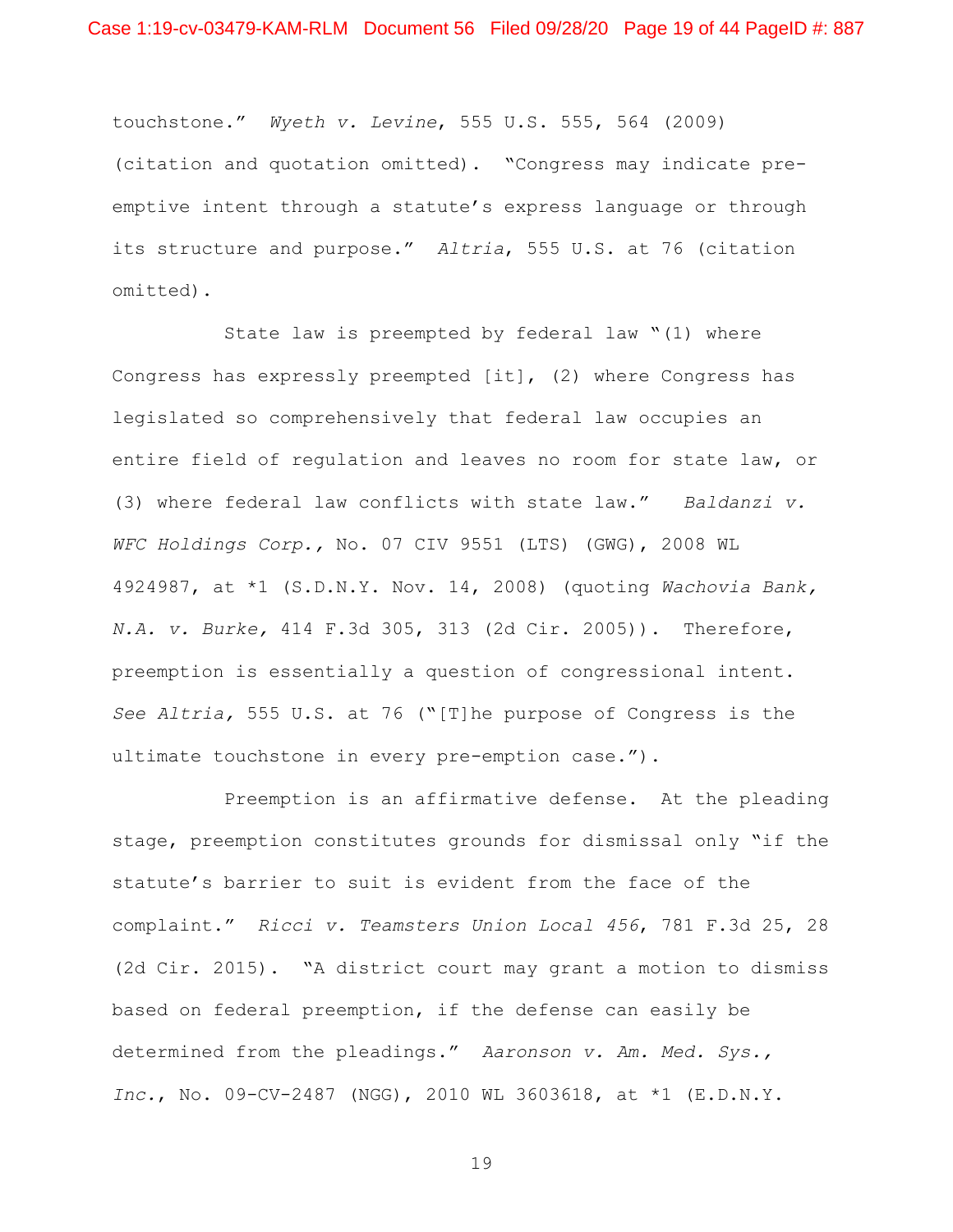touchstone." *Wyeth v. Levine*, 555 U.S. 555, 564 (2009) (citation and quotation omitted). "Congress may indicate pre-emptive intent through a statute's express language or through its structure and purpose." *Altria*, 555 U.S. at 76 (citation omitted).

State law is preempted by federal law "(1) where Congress has expressly preempted [it], (2) where Congress has legislated so comprehensively that federal law occupies an entire field of regulation and leaves no room for state law, or (3) where federal law conflicts with state law." *Baldanzi v. WFC Holdings Corp.*, No. 07 CIV 9551 (LTS) (GWG), 2008 WL 4924987, at *1 (S.D.N.Y. Nov. 14, 2008) (quoting *Wachovia Bank, N.A. v. Burke*, 414 F.3d 305, 313 (2d Cir. 2005)). Therefore, preemption is essentially a question of congressional intent. *See Altria*, 555 U.S. at 76 ("[T]he purpose of Congress is the ultimate touchstone in every pre-emption case.").

Preemption is an affirmative defense. At the pleading stage, preemption constitutes grounds for dismissal only "if the statute's barrier to suit is evident from the face of the complaint." *Ricci v. Teamsters Union Local 456*, 781 F.3d 25, 28 (2d Cir. 2015). "A district court may grant a motion to dismiss based on federal preemption, if the defense can easily be determined from the pleadings." *Aaronson v. Am. Med. Sys., Inc.*, No. 09-CV-2487 (NGG), 2010 WL 3603618, at *1 (E.D.N.Y.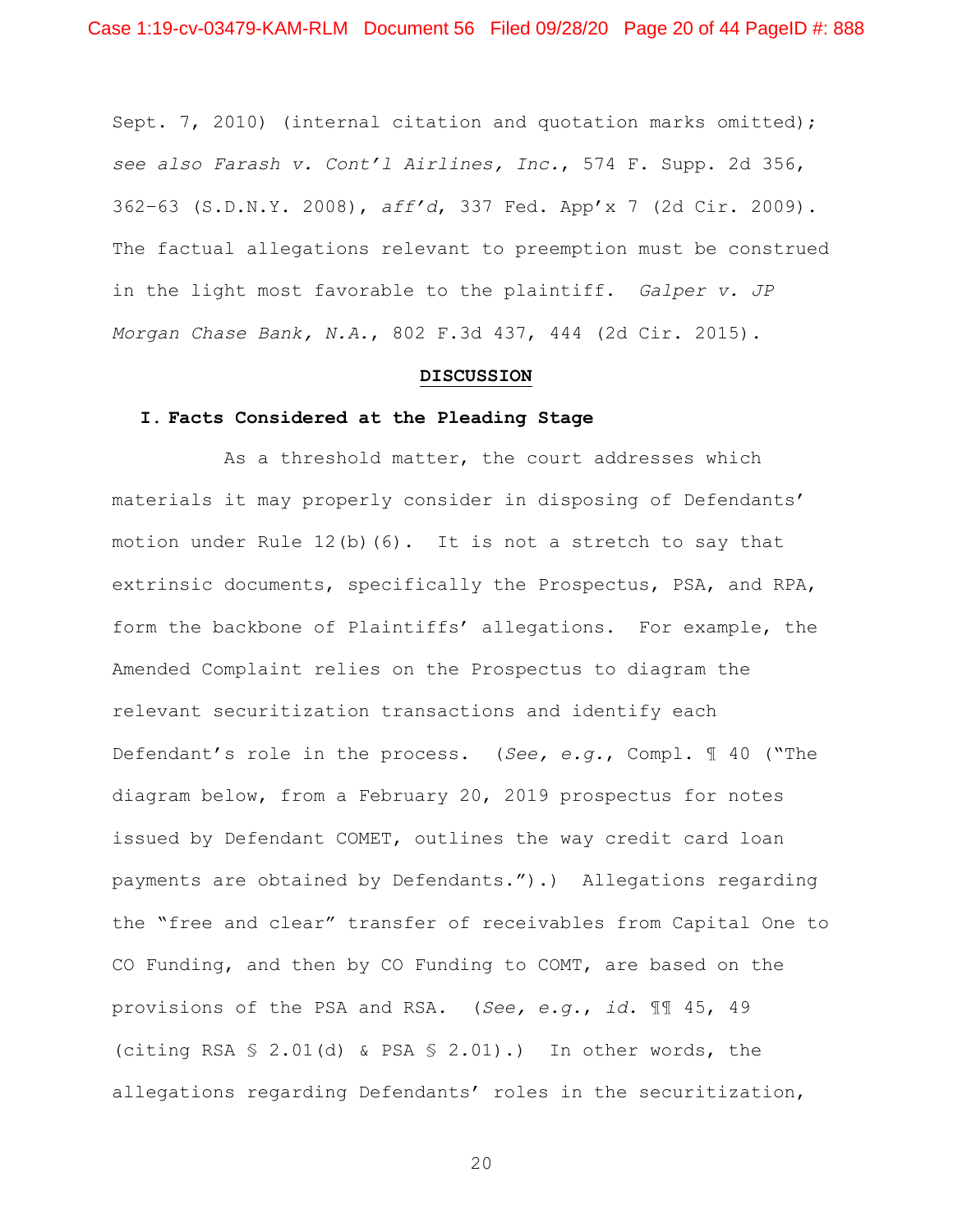Sept. 7, 2010) (internal citation and quotation marks omitted); *see also Farash v. Cont'l Airlines, Inc.*, 574 F. Supp. 2d 356, 362–63 (S.D.N.Y. 2008), *aff'd*, 337 Fed. App'x 7 (2d Cir. 2009). The factual allegations relevant to preemption must be construed in the light most favorable to the plaintiff. *Galper v. JP Morgan Chase Bank, N.A.*, 802 F.3d 437, 444 (2d Cir. 2015).

## DISCUSSION

### I. Facts Considered at the Pleading Stage

As a threshold matter, the court addresses which materials it may properly consider in disposing of Defendants' motion under Rule 12(b)(6). It is not a stretch to say that extrinsic documents, specifically the Prospectus, PSA, and RPA, form the backbone of Plaintiffs' allegations. For example, the Amended Complaint relies on the Prospectus to diagram the relevant securitization transactions and identify each Defendant's role in the process. (*See, e.g.*, Compl. ¶ 40 ("The diagram below, from a February 20, 2019 prospectus for notes issued by Defendant COMET, outlines the way credit card loan payments are obtained by Defendants.").) Allegations regarding the "free and clear" transfer of receivables from Capital One to CO Funding, and then by CO Funding to COMT, are based on the provisions of the PSA and RSA. (*See, e.g.*, *id.* ¶¶ 45, 49 (citing RSA § 2.01(d) & PSA § 2.01).) In other words, the allegations regarding Defendants' roles in the securitization,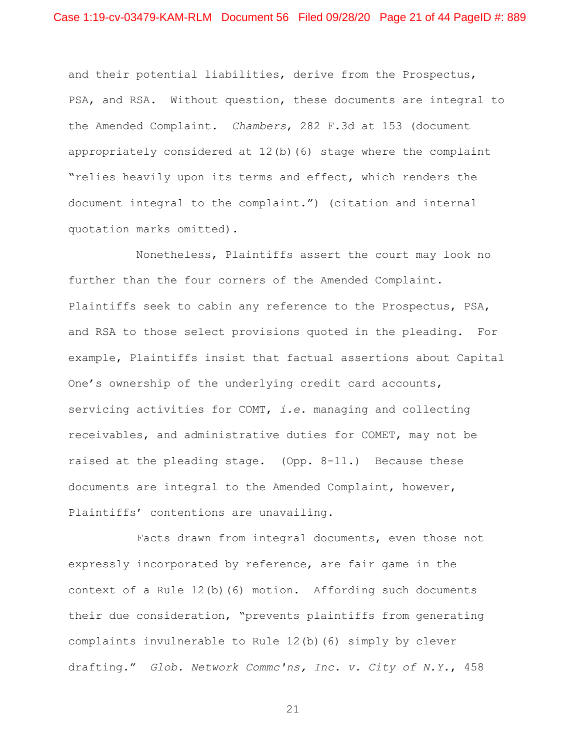and their potential liabilities, derive from the Prospectus, PSA, and RSA. Without question, these documents are integral to the Amended Complaint. *Chambers*, 282 F.3d at 153 (document appropriately considered at 12(b)(6) stage where the complaint "relies heavily upon its terms and effect, which renders the document integral to the complaint.") (citation and internal quotation marks omitted).

Nonetheless, Plaintiffs assert the court may look no further than the four corners of the Amended Complaint. Plaintiffs seek to cabin any reference to the Prospectus, PSA, and RSA to those select provisions quoted in the pleading. For example, Plaintiffs insist that factual assertions about Capital One's ownership of the underlying credit card accounts, servicing activities for COMT, *i.e.* managing and collecting receivables, and administrative duties for COMET, may not be raised at the pleading stage. (Opp. 8-11.) Because these documents are integral to the Amended Complaint, however, Plaintiffs' contentions are unavailing.

Facts drawn from integral documents, even those not expressly incorporated by reference, are fair game in the context of a Rule 12(b)(6) motion. Affording such documents their due consideration, "prevents plaintiffs from generating complaints invulnerable to Rule 12(b)(6) simply by clever drafting." *Glob. Network Commc'ns, Inc. v. City of N.Y.*, 458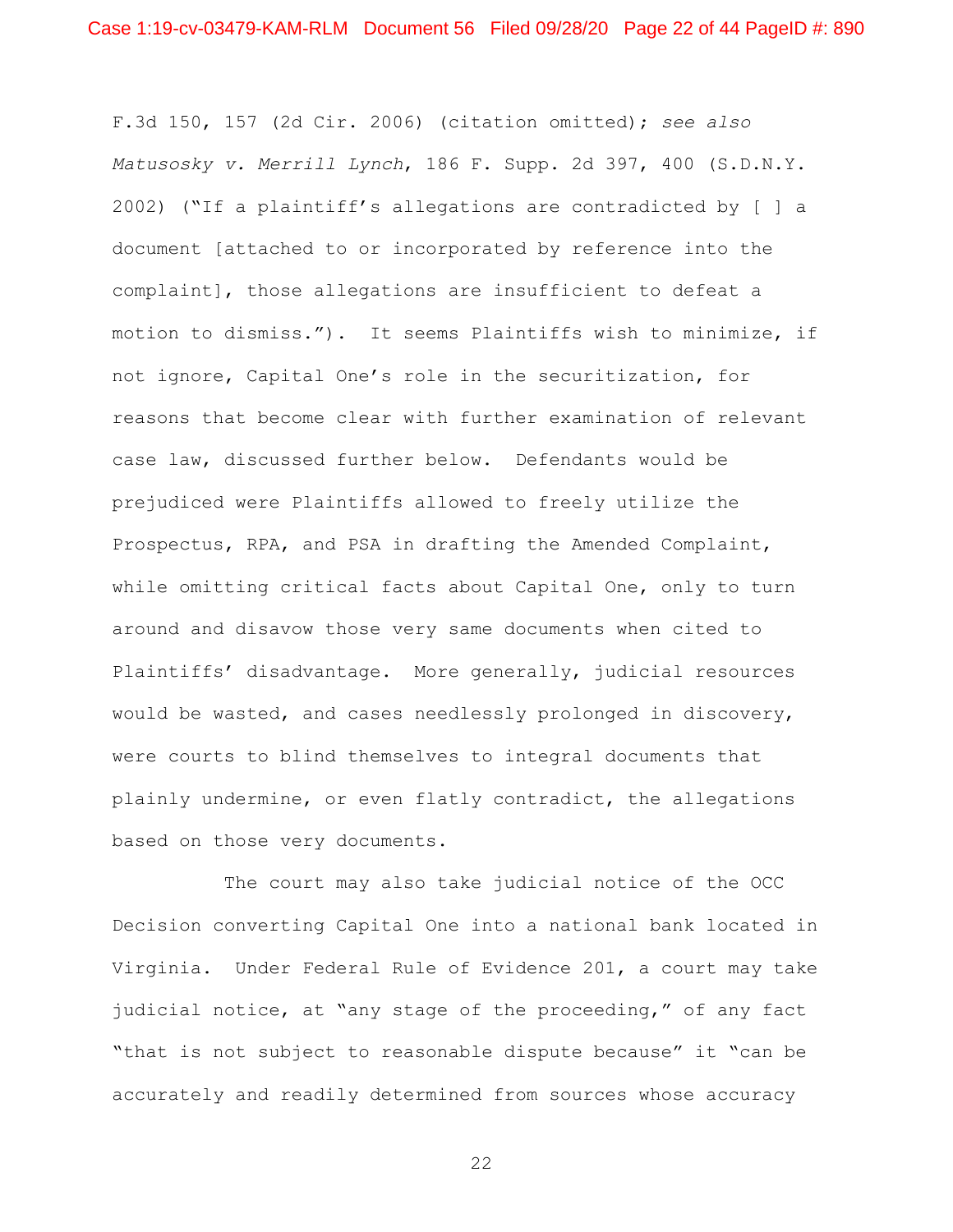F.3d 150, 157 (2d Cir. 2006) (citation omitted); *see also* *Matusosky v. Merrill Lynch*, 186 F. Supp. 2d 397, 400 (S.D.N.Y. 2002) ("If a plaintiff's allegations are contradicted by [ ] a document [attached to or incorporated by reference into the complaint], those allegations are insufficient to defeat a motion to dismiss."). It seems Plaintiffs wish to minimize, if not ignore, Capital One's role in the securitization, for reasons that become clear with further examination of relevant case law, discussed further below. Defendants would be prejudiced were Plaintiffs allowed to freely utilize the Prospectus, RPA, and PSA in drafting the Amended Complaint, while omitting critical facts about Capital One, only to turn around and disavow those very same documents when cited to Plaintiffs' disadvantage. More generally, judicial resources would be wasted, and cases needlessly prolonged in discovery, were courts to blind themselves to integral documents that plainly undermine, or even flatly contradict, the allegations based on those very documents.

The court may also take judicial notice of the OCC Decision converting Capital One into a national bank located in Virginia. Under Federal Rule of Evidence 201, a court may take judicial notice, at "any stage of the proceeding," of any fact "that is not subject to reasonable dispute because" it "can be accurately and readily determined from sources whose accuracy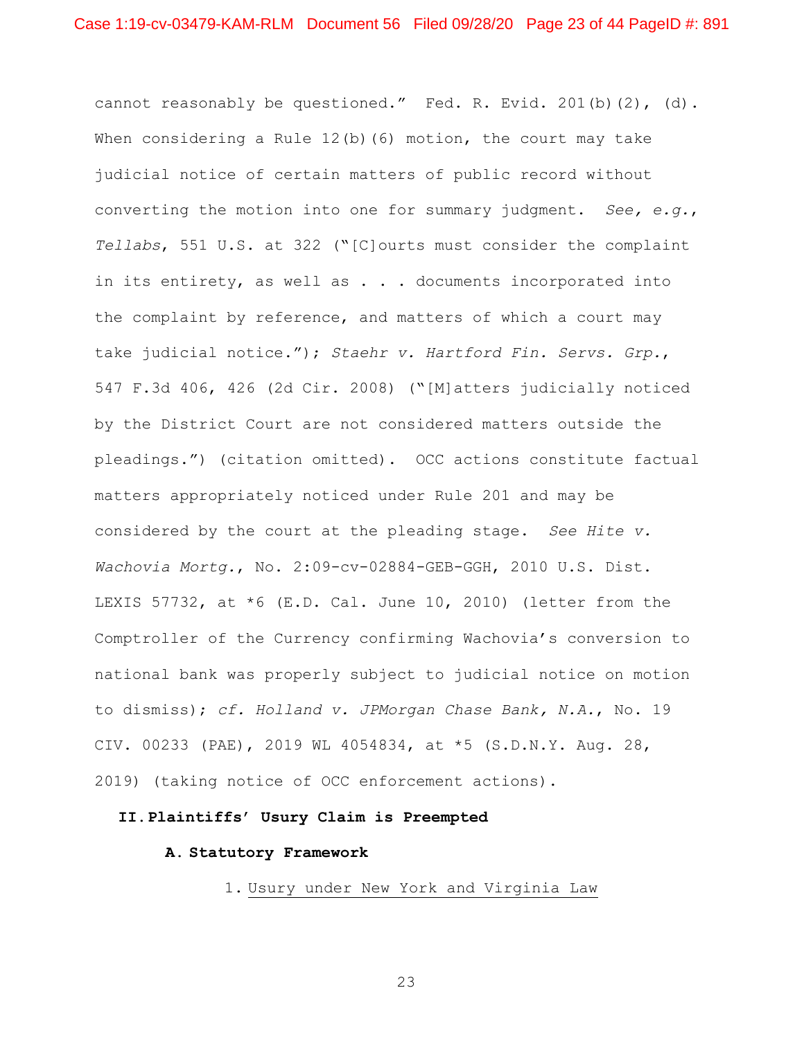cannot reasonably be questioned." Fed. R. Evid. 201(b)(2), (d). When considering a Rule 12(b)(6) motion, the court may take judicial notice of certain matters of public record without converting the motion into one for summary judgment. *See, e.g.*, *Tellabs*, 551 U.S. at 322 ("[C]ourts must consider the complaint in its entirety, as well as . . . documents incorporated into the complaint by reference, and matters of which a court may take judicial notice."); *Staehr v. Hartford Fin. Servs. Grp.*, 547 F.3d 406, 426 (2d Cir. 2008) ("[M]atters judicially noticed by the District Court are not considered matters outside the pleadings.") (citation omitted). OCC actions constitute factual matters appropriately noticed under Rule 201 and may be considered by the court at the pleading stage. *See Hite v. Wachovia Mortg.*, No. 2:09-cv-02884-GEB-GGH, 2010 U.S. Dist. LEXIS 57732, at *6 (E.D. Cal. June 10, 2010) (letter from the Comptroller of the Currency confirming Wachovia's conversion to national bank was properly subject to judicial notice on motion to dismiss); *cf. Holland v. JPMorgan Chase Bank, N.A.*, No. 19 CIV. 00233 (PAE), 2019 WL 4054834, at *5 (S.D.N.Y. Aug. 28, 2019) (taking notice of OCC enforcement actions).

## II. Plaintiffs' Usury Claim is Preempted

### A. Statutory Framework

#### 1. Usury under New York and Virginia Law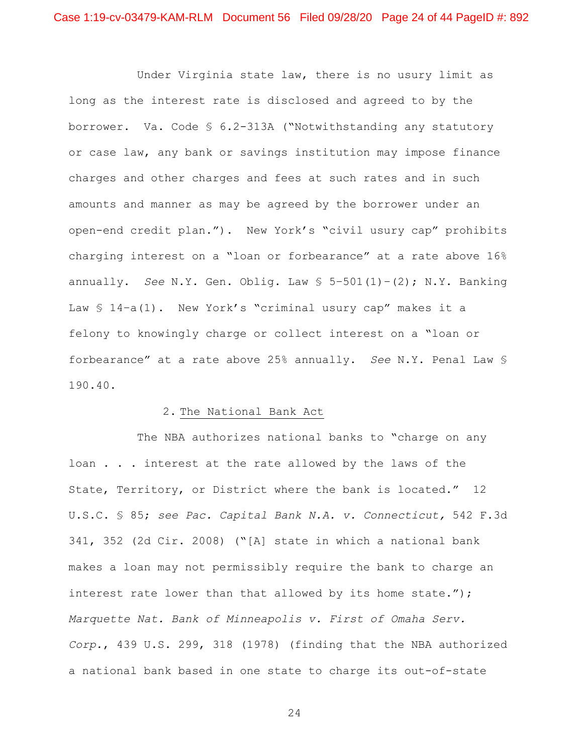Under Virginia state law, there is no usury limit as long as the interest rate is disclosed and agreed to by the borrower. Va. Code § 6.2-313A ("Notwithstanding any statutory or case law, any bank or savings institution may impose finance charges and other charges and fees at such rates and in such amounts and manner as may be agreed by the borrower under an open-end credit plan."). New York's "civil usury cap" prohibits charging interest on a "loan or forbearance" at a rate above 16% annually. *See* N.Y. Gen. Oblig. Law § 5–501(1)–(2); N.Y. Banking Law § 14–a(1). New York's "criminal usury cap" makes it a felony to knowingly charge or collect interest on a "loan or forbearance" at a rate above 25% annually. *See* N.Y. Penal Law § 190.40.

### 2. The National Bank Act

The NBA authorizes national banks to "charge on any loan . . . interest at the rate allowed by the laws of the State, Territory, or District where the bank is located." 12 U.S.C. § 85; *see Pac. Capital Bank N.A. v. Connecticut*, 542 F.3d 341, 352 (2d Cir. 2008) ("[A] state in which a national bank makes a loan may not permissibly require the bank to charge an interest rate lower than that allowed by its home state."); *Marquette Nat. Bank of Minneapolis v. First of Omaha Serv. Corp.*, 439 U.S. 299, 318 (1978) (finding that the NBA authorized a national bank based in one state to charge its out-of-state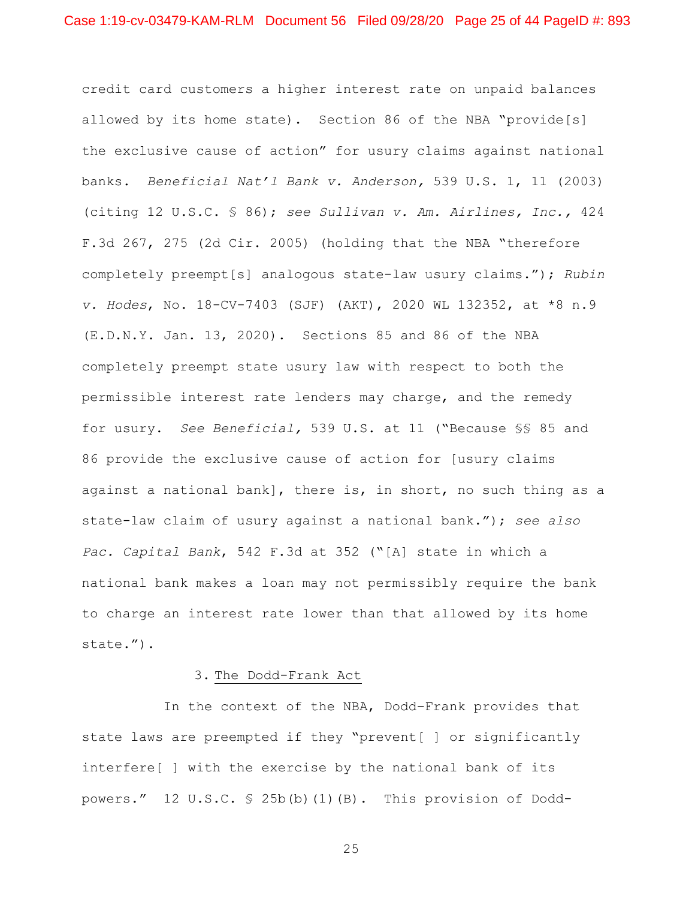credit card customers a higher interest rate on unpaid balances allowed by its home state). Section 86 of the NBA "provide[s] the exclusive cause of action" for usury claims against national banks. *Beneficial Nat'l Bank v. Anderson*, 539 U.S. 1, 11 (2003) (citing 12 U.S.C. § 86); *see Sullivan v. Am. Airlines, Inc.*, 424 F.3d 267, 275 (2d Cir. 2005) (holding that the NBA "therefore completely preempt[s] analogous state-law usury claims."); *Rubin v. Hodes*, No. 18-CV-7403 (SJF) (AKT), 2020 WL 132352, at *8 n.9 (E.D.N.Y. Jan. 13, 2020). Sections 85 and 86 of the NBA completely preempt state usury law with respect to both the permissible interest rate lenders may charge, and the remedy for usury. *See Beneficial*, 539 U.S. at 11 ("Because §§ 85 and 86 provide the exclusive cause of action for [usury claims against a national bank], there is, in short, no such thing as a state-law claim of usury against a national bank."); *see also Pac. Capital Bank*, 542 F.3d at 352 ("[A] state in which a national bank makes a loan may not permissibly require the bank to charge an interest rate lower than that allowed by its home state.").

3. The Dodd-Frank Act

In the context of the NBA, Dodd-Frank provides that state laws are preempted if they "prevent[ ] or significantly interfere[ ] with the exercise by the national bank of its powers." 12 U.S.C. § 25b(b)(1)(B). This provision of Dodd-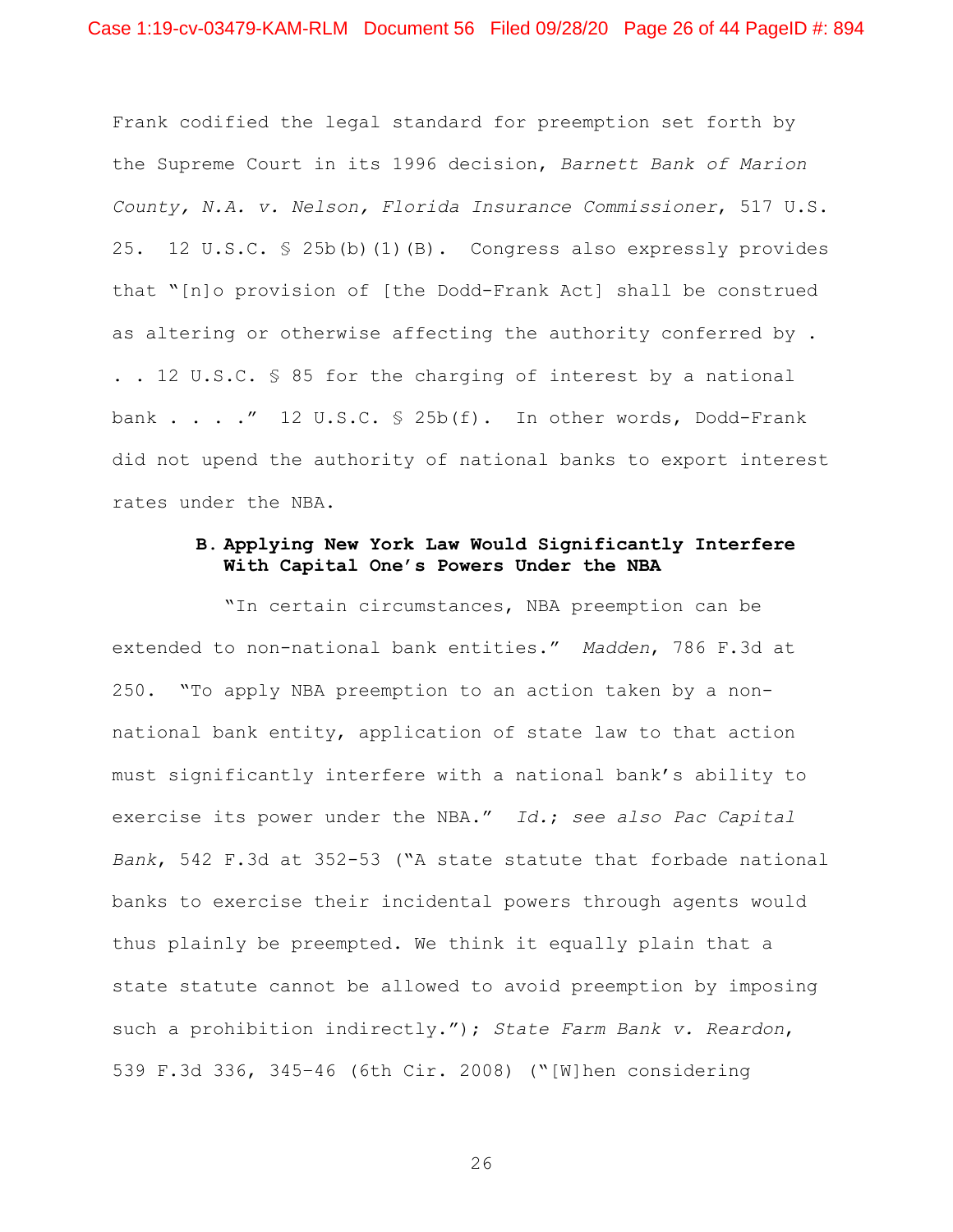Frank codified the legal standard for preemption set forth by the Supreme Court in its 1996 decision, *Barnett Bank of Marion County, N.A. v. Nelson, Florida Insurance Commissioner*, 517 U.S. 25. 12 U.S.C. § 25b(b)(1)(B). Congress also expressly provides that "[n]o provision of [the Dodd-Frank Act] shall be construed as altering or otherwise affecting the authority conferred by . . . 12 U.S.C. § 85 for the charging of interest by a national bank . . . ." 12 U.S.C. § 25b(f). In other words, Dodd-Frank did not upend the authority of national banks to export interest rates under the NBA.

### B. Applying New York Law Would Significantly Interfere With Capital One's Powers Under the NBA

"In certain circumstances, NBA preemption can be extended to non-national bank entities." *Madden*, 786 F.3d at 250. "To apply NBA preemption to an action taken by a non-national bank entity, application of state law to that action must significantly interfere with a national bank's ability to exercise its power under the NBA." *Id.*; *see also Pac Capital Bank*, 542 F.3d at 352-53 ("A state statute that forbade national banks to exercise their incidental powers through agents would thus plainly be preempted. We think it equally plain that a state statute cannot be allowed to avoid preemption by imposing such a prohibition indirectly."); *State Farm Bank v. Reardon*, 539 F.3d 336, 345–46 (6th Cir. 2008) ("[W]hen considering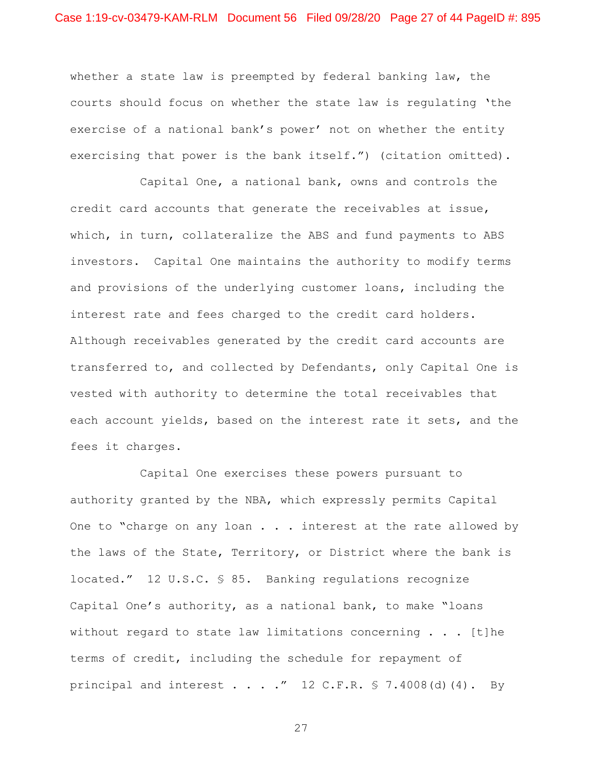whether a state law is preempted by federal banking law, the courts should focus on whether the state law is regulating 'the exercise of a national bank's power' not on whether the entity exercising that power is the bank itself.") (citation omitted).

Capital One, a national bank, owns and controls the credit card accounts that generate the receivables at issue, which, in turn, collateralize the ABS and fund payments to ABS investors. Capital One maintains the authority to modify terms and provisions of the underlying customer loans, including the interest rate and fees charged to the credit card holders. Although receivables generated by the credit card accounts are transferred to, and collected by Defendants, only Capital One is vested with authority to determine the total receivables that each account yields, based on the interest rate it sets, and the fees it charges.

Capital One exercises these powers pursuant to authority granted by the NBA, which expressly permits Capital One to "charge on any loan . . . interest at the rate allowed by the laws of the State, Territory, or District where the bank is located." 12 U.S.C. § 85. Banking regulations recognize Capital One's authority, as a national bank, to make "loans without regard to state law limitations concerning . . . [t]he terms of credit, including the schedule for repayment of principal and interest . . . ." 12 C.F.R. § 7.4008(d)(4). By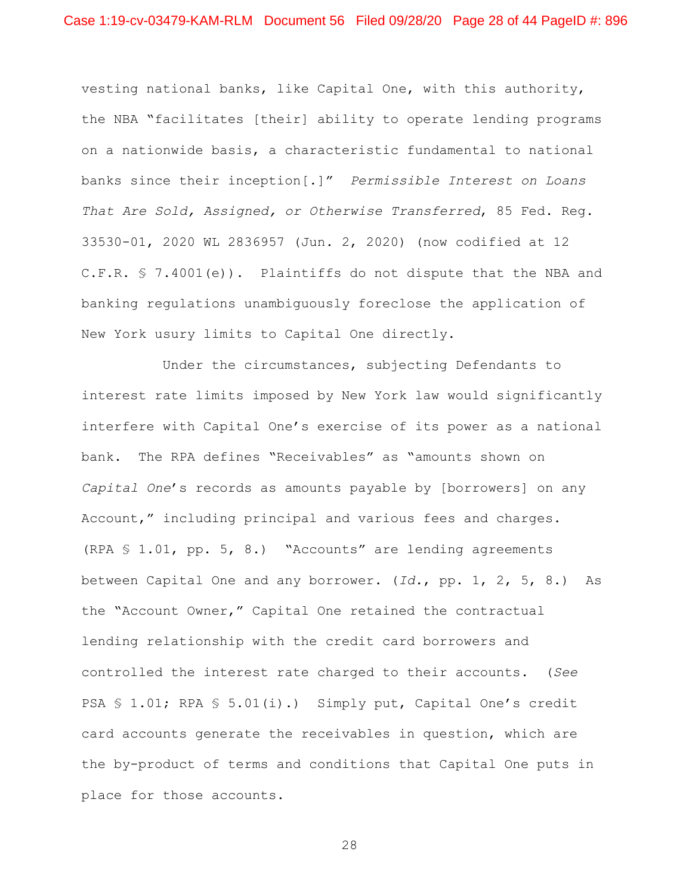vesting national banks, like Capital One, with this authority, the NBA "facilitates [their] ability to operate lending programs on a nationwide basis, a characteristic fundamental to national banks since their inception[.]" *Permissible Interest on Loans That Are Sold, Assigned, or Otherwise Transferred*, 85 Fed. Reg. 33530-01, 2020 WL 2836957 (Jun. 2, 2020) (now codified at 12 C.F.R. § 7.4001(e)). Plaintiffs do not dispute that the NBA and banking regulations unambiguously foreclose the application of New York usury limits to Capital One directly.

Under the circumstances, subjecting Defendants to interest rate limits imposed by New York law would significantly interfere with Capital One's exercise of its power as a national bank. The RPA defines "Receivables" as "amounts shown on *Capital One*'s records as amounts payable by [borrowers] on any Account," including principal and various fees and charges. (RPA § 1.01, pp. 5, 8.) "Accounts" are lending agreements between Capital One and any borrower. (*Id.*, pp. 1, 2, 5, 8.) As the "Account Owner," Capital One retained the contractual lending relationship with the credit card borrowers and controlled the interest rate charged to their accounts. (*See* PSA § 1.01; RPA § 5.01(i).) Simply put, Capital One's credit card accounts generate the receivables in question, which are the by-product of terms and conditions that Capital One puts in place for those accounts.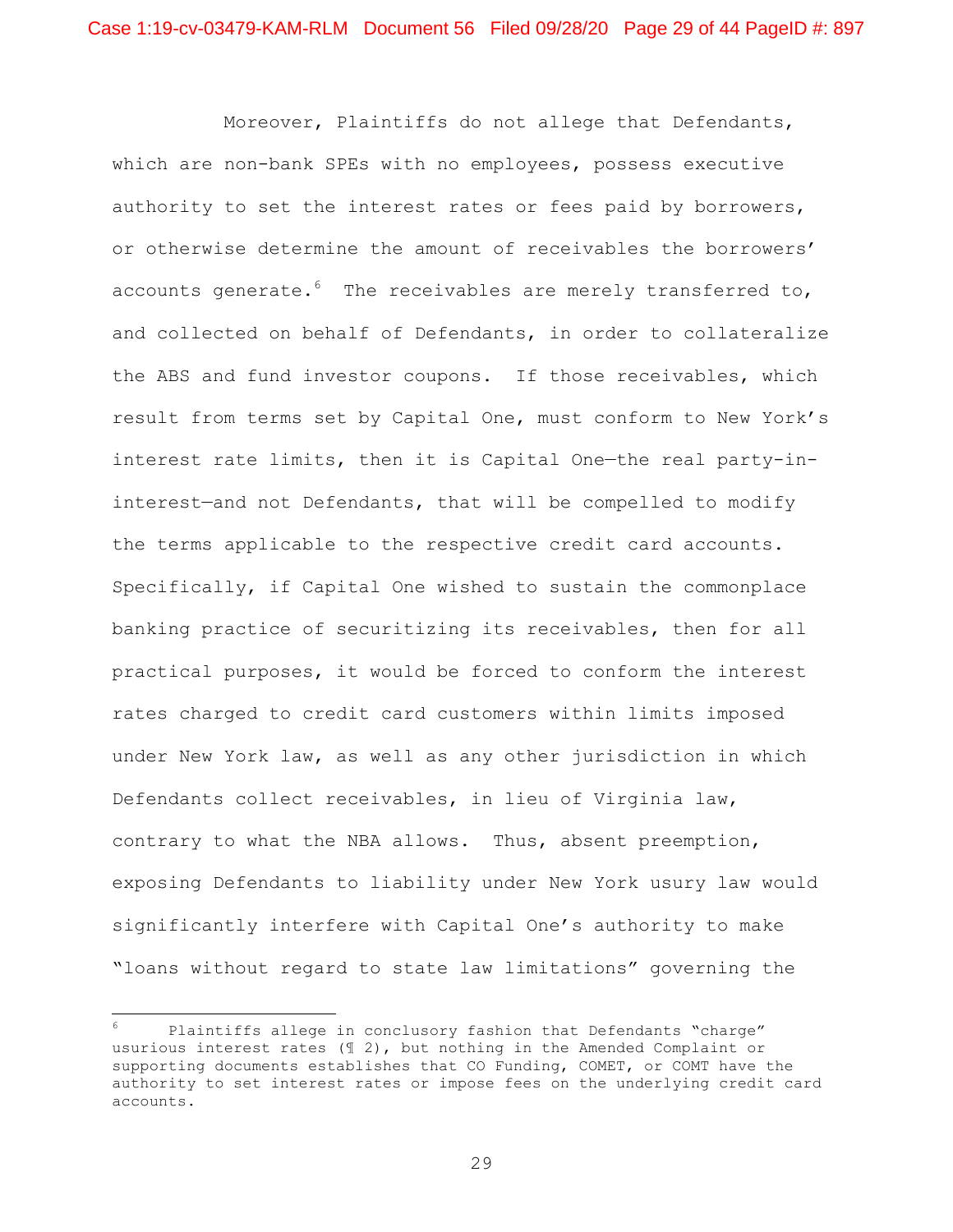Moreover, Plaintiffs do not allege that Defendants, which are non-bank SPEs with no employees, possess executive authority to set the interest rates or fees paid by borrowers, or otherwise determine the amount of receivables the borrowers' accounts generate.[6] The receivables are merely transferred to, and collected on behalf of Defendants, in order to collateralize the ABS and fund investor coupons. If those receivables, which result from terms set by Capital One, must conform to New York's interest rate limits, then it is Capital One—the real party-in-interest—and not Defendants, that will be compelled to modify the terms applicable to the respective credit card accounts. Specifically, if Capital One wished to sustain the commonplace banking practice of securitizing its receivables, then for all practical purposes, it would be forced to conform the interest rates charged to credit card customers within limits imposed under New York law, as well as any other jurisdiction in which Defendants collect receivables, in lieu of Virginia law, contrary to what the NBA allows. Thus, absent preemption, exposing Defendants to liability under New York usury law would significantly interfere with Capital One's authority to make "loans without regard to state law limitations" governing the

[6] Plaintiffs allege in conclusory fashion that Defendants "charge" usurious interest rates (¶ 2), but nothing in the Amended Complaint or supporting documents establishes that CO Funding, COMET, or COMT have the authority to set interest rates or impose fees on the underlying credit card accounts.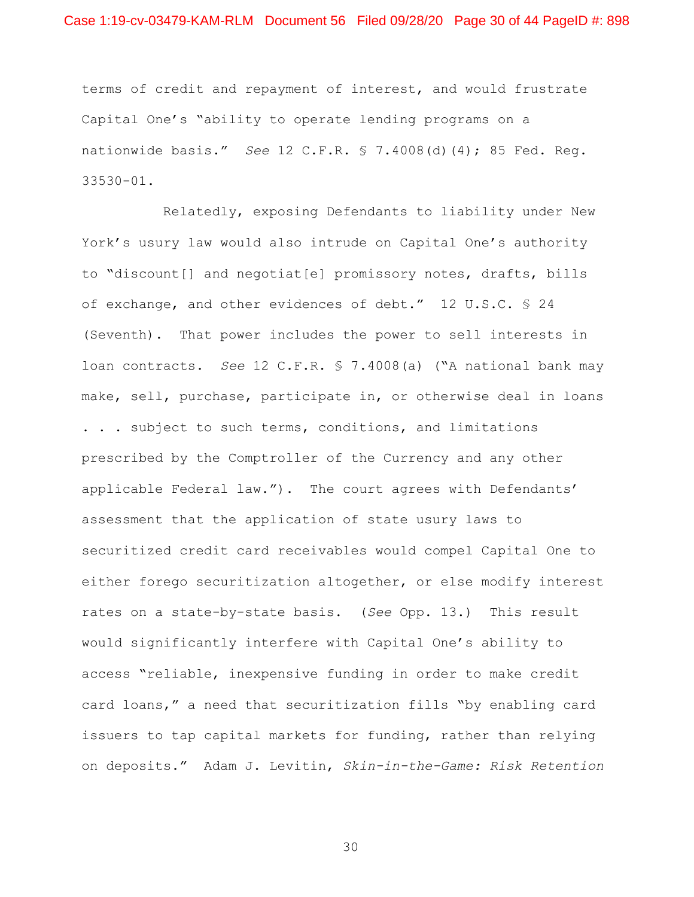terms of credit and repayment of interest, and would frustrate Capital One's "ability to operate lending programs on a nationwide basis." *See* 12 C.F.R. § 7.4008(d)(4); 85 Fed. Reg. 33530-01.

Relatedly, exposing Defendants to liability under New York's usury law would also intrude on Capital One's authority to "discount[] and negotiat[e] promissory notes, drafts, bills of exchange, and other evidences of debt." 12 U.S.C. § 24 (Seventh). That power includes the power to sell interests in loan contracts. *See* 12 C.F.R. § 7.4008(a) ("A national bank may make, sell, purchase, participate in, or otherwise deal in loans . . . subject to such terms, conditions, and limitations prescribed by the Comptroller of the Currency and any other applicable Federal law."). The court agrees with Defendants' assessment that the application of state usury laws to securitized credit card receivables would compel Capital One to either forego securitization altogether, or else modify interest rates on a state-by-state basis. (*See* Opp. 13.) This result would significantly interfere with Capital One's ability to access "reliable, inexpensive funding in order to make credit card loans," a need that securitization fills "by enabling card issuers to tap capital markets for funding, rather than relying on deposits." Adam J. Levitin, *Skin-in-the-Game: Risk Retention*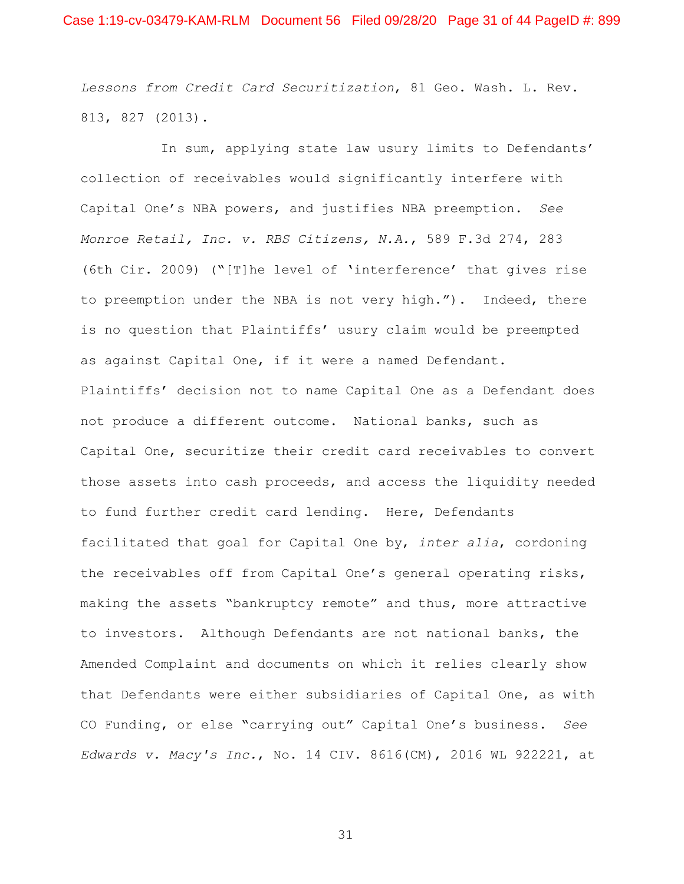*Lessons from Credit Card Securitization*, 81 Geo. Wash. L. Rev. 813, 827 (2013).

In sum, applying state law usury limits to Defendants' collection of receivables would significantly interfere with Capital One's NBA powers, and justifies NBA preemption. *See Monroe Retail, Inc. v. RBS Citizens, N.A.*, 589 F.3d 274, 283 (6th Cir. 2009) ("[T]he level of 'interference' that gives rise to preemption under the NBA is not very high."). Indeed, there is no question that Plaintiffs' usury claim would be preempted as against Capital One, if it were a named Defendant. Plaintiffs' decision not to name Capital One as a Defendant does not produce a different outcome. National banks, such as Capital One, securitize their credit card receivables to convert those assets into cash proceeds, and access the liquidity needed to fund further credit card lending. Here, Defendants facilitated that goal for Capital One by, *inter alia*, cordoning the receivables off from Capital One's general operating risks, making the assets "bankruptcy remote" and thus, more attractive to investors. Although Defendants are not national banks, the Amended Complaint and documents on which it relies clearly show that Defendants were either subsidiaries of Capital One, as with CO Funding, or else "carrying out" Capital One's business. *See Edwards v. Macy's Inc.*, No. 14 CIV. 8616(CM), 2016 WL 922221, at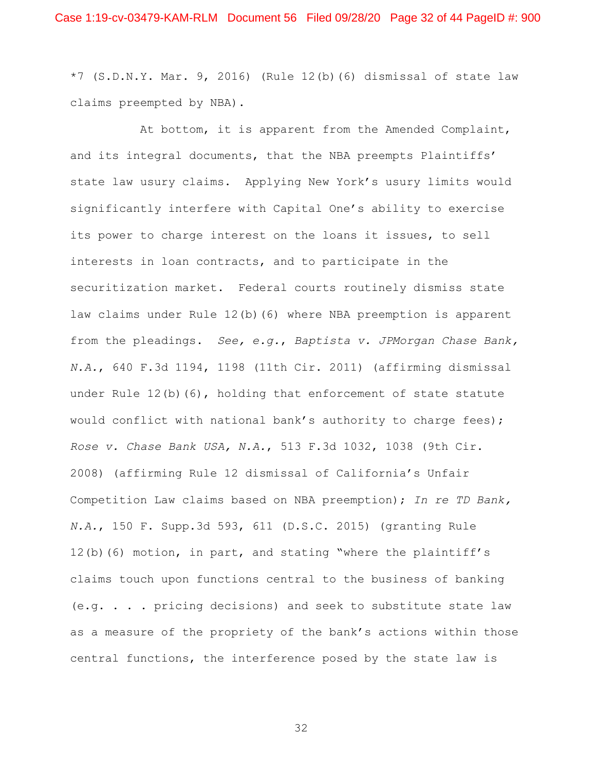*7 (S.D.N.Y. Mar. 9, 2016) (Rule 12(b)(6) dismissal of state law claims preempted by NBA).

At bottom, it is apparent from the Amended Complaint, and its integral documents, that the NBA preempts Plaintiffs' state law usury claims. Applying New York's usury limits would significantly interfere with Capital One's ability to exercise its power to charge interest on the loans it issues, to sell interests in loan contracts, and to participate in the securitization market. Federal courts routinely dismiss state law claims under Rule 12(b)(6) where NBA preemption is apparent from the pleadings. *See, e.g.*, *Baptista v. JPMorgan Chase Bank, N.A.*, 640 F.3d 1194, 1198 (11th Cir. 2011) (affirming dismissal under Rule 12(b)(6), holding that enforcement of state statute would conflict with national bank's authority to charge fees); *Rose v. Chase Bank USA, N.A.*, 513 F.3d 1032, 1038 (9th Cir. 2008) (affirming Rule 12 dismissal of California's Unfair Competition Law claims based on NBA preemption); *In re TD Bank, N.A.*, 150 F. Supp.3d 593, 611 (D.S.C. 2015) (granting Rule 12(b)(6) motion, in part, and stating "where the plaintiff's claims touch upon functions central to the business of banking (e.g. . . . pricing decisions) and seek to substitute state law as a measure of the propriety of the bank's actions within those central functions, the interference posed by the state law is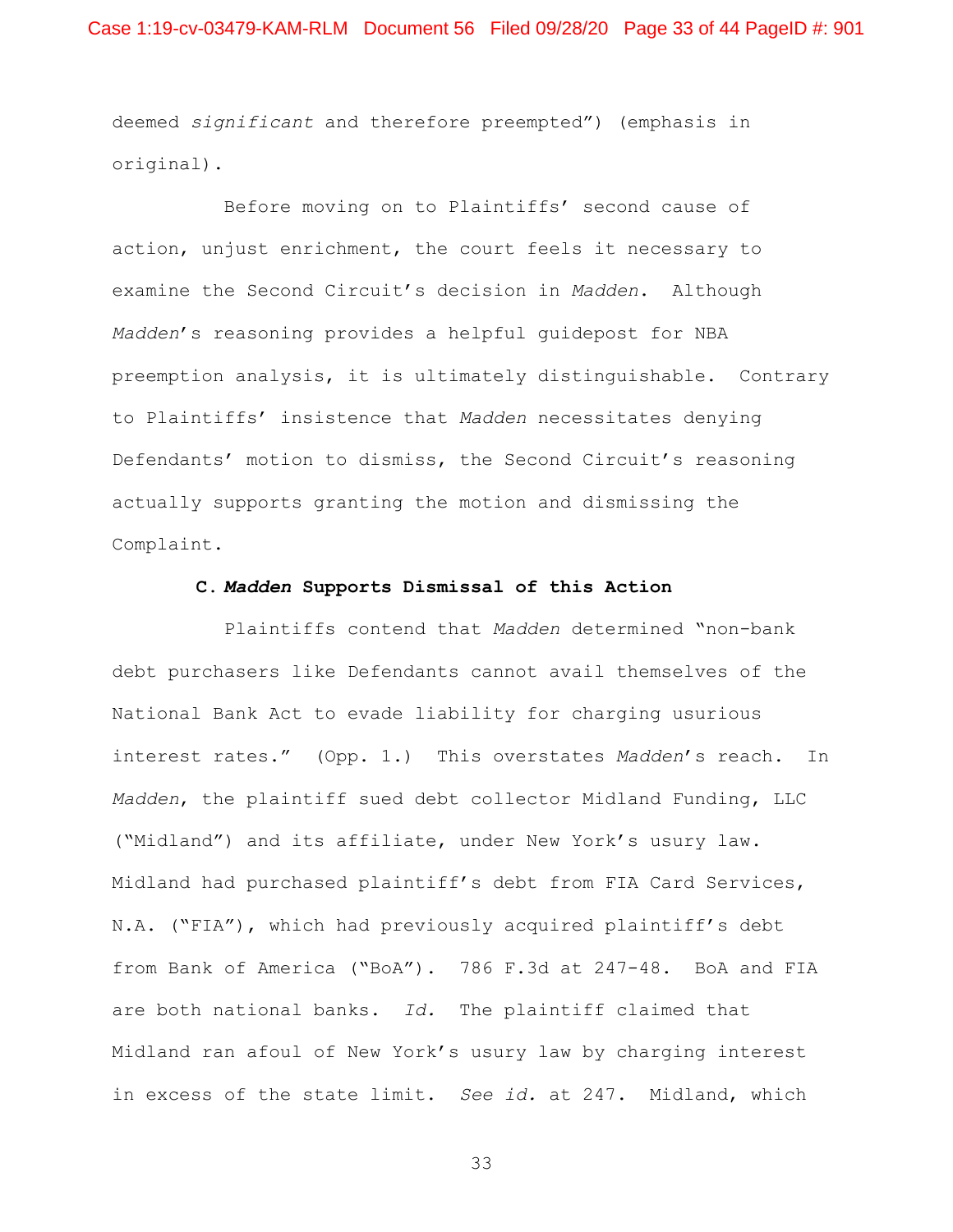deemed *significant* and therefore preempted") (emphasis in original).

Before moving on to Plaintiffs' second cause of action, unjust enrichment, the court feels it necessary to examine the Second Circuit's decision in *Madden*. Although *Madden*'s reasoning provides a helpful guidepost for NBA preemption analysis, it is ultimately distinguishable. Contrary to Plaintiffs' insistence that *Madden* necessitates denying Defendants' motion to dismiss, the Second Circuit's reasoning actually supports granting the motion and dismissing the Complaint.

### C. *Madden* Supports Dismissal of this Action

Plaintiffs contend that *Madden* determined "non-bank debt purchasers like Defendants cannot avail themselves of the National Bank Act to evade liability for charging usurious interest rates." (Opp. 1.) This overstates *Madden*'s reach. In *Madden*, the plaintiff sued debt collector Midland Funding, LLC ("Midland") and its affiliate, under New York's usury law. Midland had purchased plaintiff's debt from FIA Card Services, N.A. ("FIA"), which had previously acquired plaintiff's debt from Bank of America ("BoA"). 786 F.3d at 247-48. BoA and FIA are both national banks. *Id.* The plaintiff claimed that Midland ran afoul of New York's usury law by charging interest in excess of the state limit. *See id.* at 247. Midland, which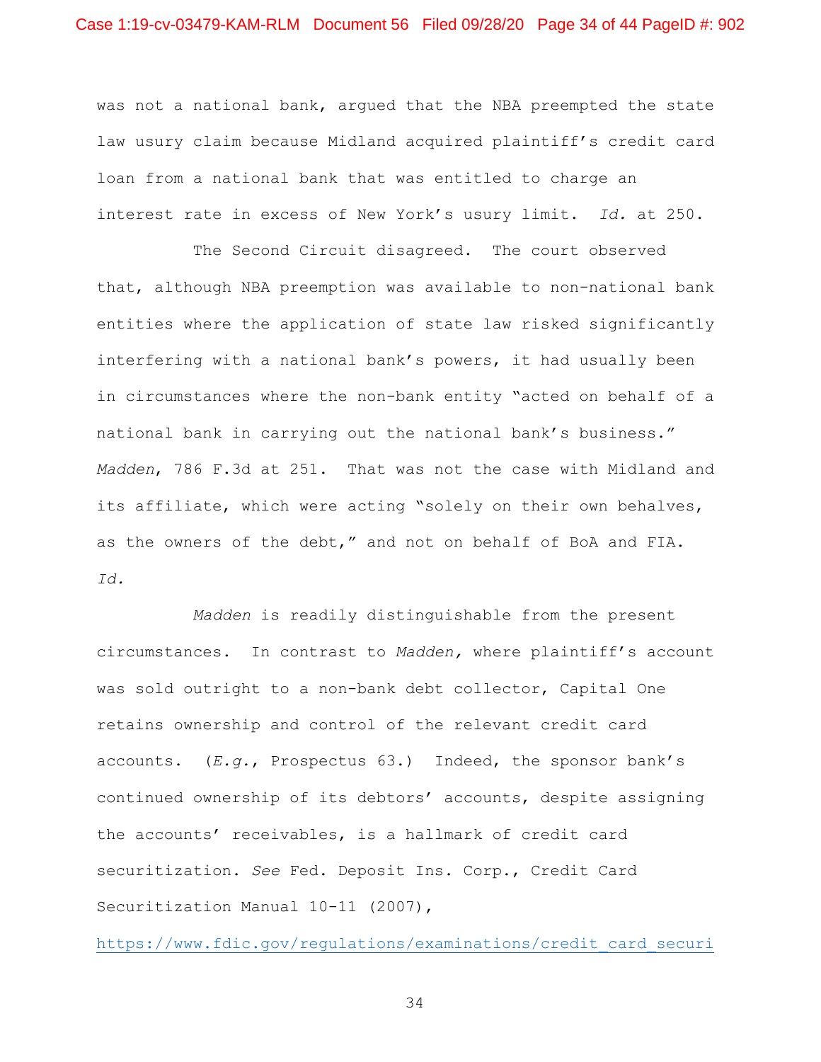was not a national bank, argued that the NBA preempted the state law usury claim because Midland acquired plaintiff's credit card loan from a national bank that was entitled to charge an interest rate in excess of New York's usury limit. *Id.* at 250.

The Second Circuit disagreed. The court observed that, although NBA preemption was available to non-national bank entities where the application of state law risked significantly interfering with a national bank's powers, it had usually been in circumstances where the non-bank entity "acted on behalf of a national bank in carrying out the national bank's business." *Madden*, 786 F.3d at 251. That was not the case with Midland and its affiliate, which were acting "solely on their own behalves, as the owners of the debt," and not on behalf of BoA and FIA. *Id.*

*Madden* is readily distinguishable from the present circumstances. In contrast to *Madden,* where plaintiff's account was sold outright to a non-bank debt collector, Capital One retains ownership and control of the relevant credit card accounts. (*E.g.*, Prospectus 63.) Indeed, the sponsor bank's continued ownership of its debtors' accounts, despite assigning the accounts' receivables, is a hallmark of credit card securitization. *See* Fed. Deposit Ins. Corp., Credit Card Securitization Manual 10-11 (2007), https://www.fdic.gov/regulations/examinations/credit_card_securi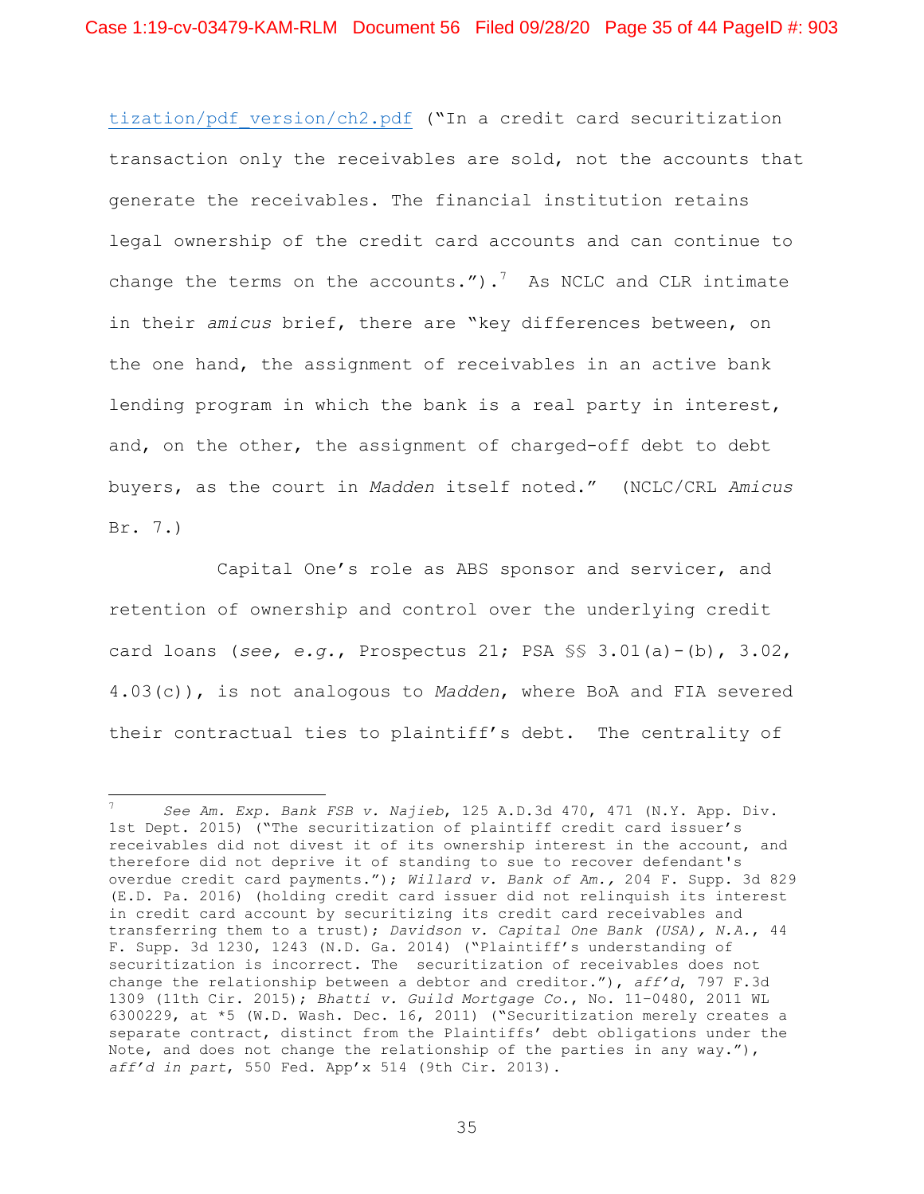tization/pdf_version/ch2.pdf ("In a credit card securitization transaction only the receivables are sold, not the accounts that generate the receivables. The financial institution retains legal ownership of the credit card accounts and can continue to change the terms on the accounts.").[7] As NCLC and CLR intimate in their *amicus* brief, there are "key differences between, on the one hand, the assignment of receivables in an active bank lending program in which the bank is a real party in interest, and, on the other, the assignment of charged-off debt to debt buyers, as the court in *Madden* itself noted." (NCLC/CRL *Amicus* Br. 7.)

Capital One's role as ABS sponsor and servicer, and retention of ownership and control over the underlying credit card loans (*see, e.g.*, Prospectus 21; PSA §§ 3.01(a)-(b), 3.02, 4.03(c)), is not analogous to *Madden*, where BoA and FIA severed their contractual ties to plaintiff's debt. The centrality of

---

[7] *See Am. Exp. Bank FSB v. Najieb*, 125 A.D.3d 470, 471 (N.Y. App. Div. 1st Dept. 2015) ("The securitization of plaintiff credit card issuer's receivables did not divest it of its ownership interest in the account, and therefore did not deprive it of standing to sue to recover defendant's overdue credit card payments."); *Willard v. Bank of Am.*, 204 F. Supp. 3d 829 (E.D. Pa. 2016) (holding credit card issuer did not relinquish its interest in credit card account by securitizing its credit card receivables and transferring them to a trust); *Davidson v. Capital One Bank (USA), N.A.*, 44 F. Supp. 3d 1230, 1243 (N.D. Ga. 2014) ("Plaintiff's understanding of securitization is incorrect. The securitization of receivables does not change the relationship between a debtor and creditor."), *aff'd*, 797 F.3d 1309 (11th Cir. 2015); *Bhatti v. Guild Mortgage Co.*, No. 11-0480, 2011 WL 6300229, at *5 (W.D. Wash. Dec. 16, 2011) ("Securitization merely creates a separate contract, distinct from the Plaintiffs' debt obligations under the Note, and does not change the relationship of the parties in any way."), *aff'd in part*, 550 Fed. App'x 514 (9th Cir. 2013).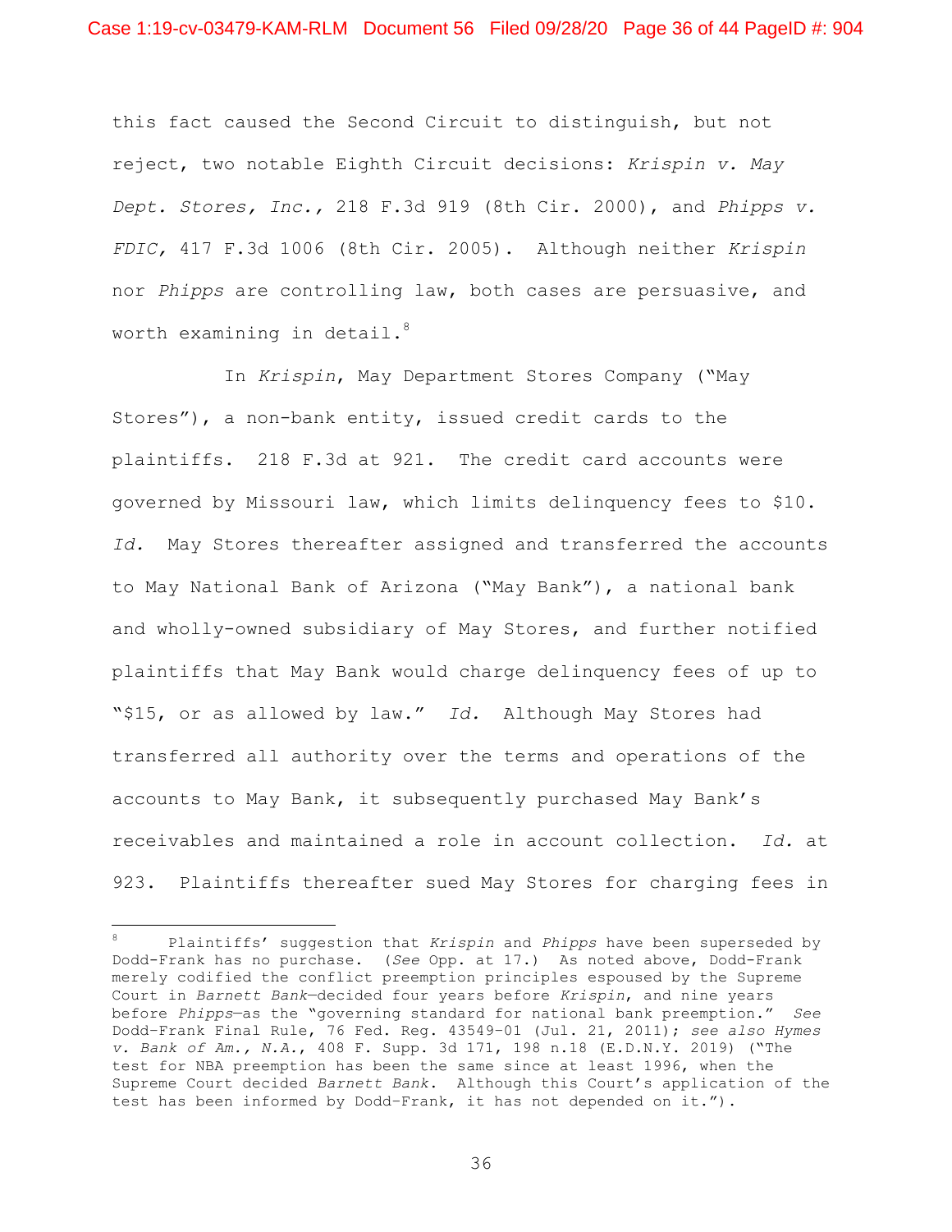this fact caused the Second Circuit to distinguish, but not reject, two notable Eighth Circuit decisions: *Krispin v. May Dept. Stores, Inc.*, 218 F.3d 919 (8th Cir. 2000), and *Phipps v. FDIC*, 417 F.3d 1006 (8th Cir. 2005). Although neither *Krispin* nor *Phipps* are controlling law, both cases are persuasive, and worth examining in detail.[8]

In *Krispin*, May Department Stores Company ("May Stores"), a non-bank entity, issued credit cards to the plaintiffs. 218 F.3d at 921. The credit card accounts were governed by Missouri law, which limits delinquency fees to $10. *Id.* May Stores thereafter assigned and transferred the accounts to May National Bank of Arizona ("May Bank"), a national bank and wholly-owned subsidiary of May Stores, and further notified plaintiffs that May Bank would charge delinquency fees of up to "$15, or as allowed by law." *Id.* Although May Stores had transferred all authority over the terms and operations of the accounts to May Bank, it subsequently purchased May Bank's receivables and maintained a role in account collection. *Id.* at 923. Plaintiffs thereafter sued May Stores for charging fees in

---

[8] Plaintiffs' suggestion that *Krispin* and *Phipps* have been superseded by Dodd-Frank has no purchase. (*See* Opp. at 17.) As noted above, Dodd-Frank merely codified the conflict preemption principles espoused by the Supreme Court in *Barnett Bank*—decided four years before *Krispin*, and nine years before *Phipps*—as the "governing standard for national bank preemption." *See* Dodd-Frank Final Rule, 76 Fed. Reg. 43549-01 (Jul. 21, 2011); *see also Hymes v. Bank of Am., N.A.*, 408 F. Supp. 3d 171, 198 n.18 (E.D.N.Y. 2019) ("The test for NBA preemption has been the same since at least 1996, when the Supreme Court decided *Barnett Bank*. Although this Court's application of the test has been informed by Dodd-Frank, it has not depended on it.").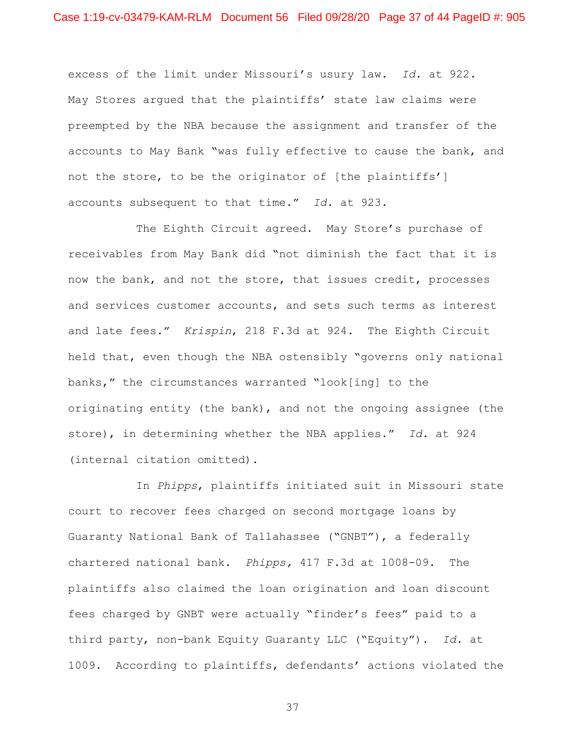excess of the limit under Missouri's usury law. *Id.* at 922. May Stores argued that the plaintiffs' state law claims were preempted by the NBA because the assignment and transfer of the accounts to May Bank "was fully effective to cause the bank, and not the store, to be the originator of [the plaintiffs'] accounts subsequent to that time." *Id.* at 923.

The Eighth Circuit agreed. May Store's purchase of receivables from May Bank did "not diminish the fact that it is now the bank, and not the store, that issues credit, processes and services customer accounts, and sets such terms as interest and late fees." *Krispin*, 218 F.3d at 924. The Eighth Circuit held that, even though the NBA ostensibly "governs only national banks," the circumstances warranted "look[ing] to the originating entity (the bank), and not the ongoing assignee (the store), in determining whether the NBA applies." *Id.* at 924 (internal citation omitted).

In *Phipps*, plaintiffs initiated suit in Missouri state court to recover fees charged on second mortgage loans by Guaranty National Bank of Tallahassee ("GNBT"), a federally chartered national bank. *Phipps,* 417 F.3d at 1008-09. The plaintiffs also claimed the loan origination and loan discount fees charged by GNBT were actually "finder's fees" paid to a third party, non-bank Equity Guaranty LLC ("Equity"). *Id.* at 1009. According to plaintiffs, defendants' actions violated the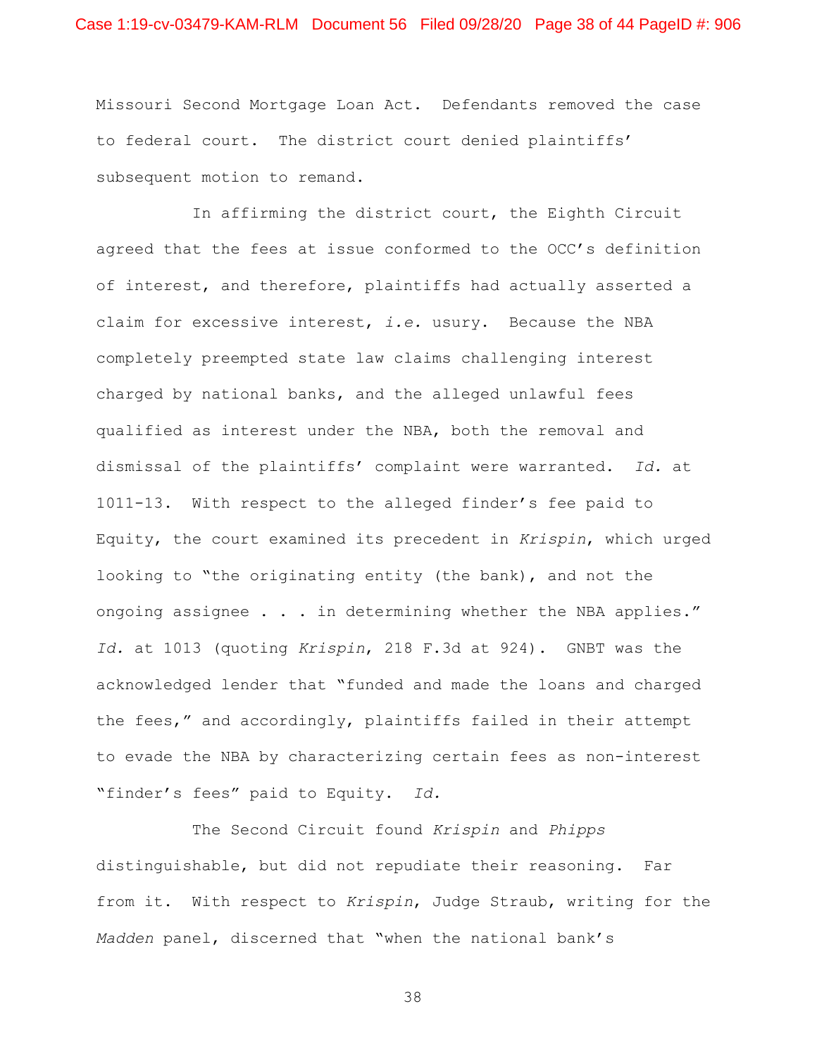Missouri Second Mortgage Loan Act. Defendants removed the case to federal court. The district court denied plaintiffs' subsequent motion to remand.

In affirming the district court, the Eighth Circuit agreed that the fees at issue conformed to the OCC's definition of interest, and therefore, plaintiffs had actually asserted a claim for excessive interest, *i.e.* usury. Because the NBA completely preempted state law claims challenging interest charged by national banks, and the alleged unlawful fees qualified as interest under the NBA, both the removal and dismissal of the plaintiffs' complaint were warranted. *Id.* at 1011-13. With respect to the alleged finder's fee paid to Equity, the court examined its precedent in *Krispin*, which urged looking to "the originating entity (the bank), and not the ongoing assignee . . . in determining whether the NBA applies." *Id.* at 1013 (quoting *Krispin*, 218 F.3d at 924). GNBT was the acknowledged lender that "funded and made the loans and charged the fees," and accordingly, plaintiffs failed in their attempt to evade the NBA by characterizing certain fees as non-interest "finder's fees" paid to Equity. *Id.*

The Second Circuit found *Krispin* and *Phipps* distinguishable, but did not repudiate their reasoning. Far from it. With respect to *Krispin*, Judge Straub, writing for the *Madden* panel, discerned that "when the national bank's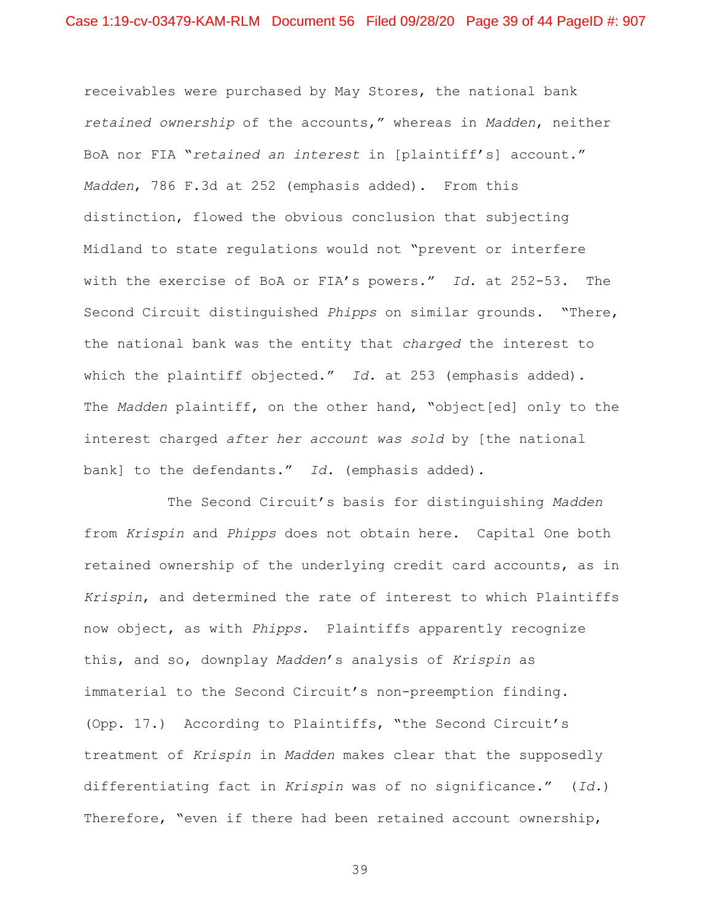receivables were purchased by May Stores, the national bank *retained ownership* of the accounts," whereas in *Madden*, neither BoA nor FIA "*retained an interest* in [plaintiff's] account." *Madden*, 786 F.3d at 252 (emphasis added). From this distinction, flowed the obvious conclusion that subjecting Midland to state regulations would not "prevent or interfere with the exercise of BoA or FIA's powers." *Id.* at 252-53. The Second Circuit distinguished *Phipps* on similar grounds. "There, the national bank was the entity that *charged* the interest to which the plaintiff objected." *Id.* at 253 (emphasis added). The *Madden* plaintiff, on the other hand, "object[ed] only to the interest charged *after her account was sold* by [the national bank] to the defendants." *Id.* (emphasis added).

The Second Circuit's basis for distinguishing *Madden* from *Krispin* and *Phipps* does not obtain here. Capital One both retained ownership of the underlying credit card accounts, as in *Krispin*, and determined the rate of interest to which Plaintiffs now object, as with *Phipps*. Plaintiffs apparently recognize this, and so, downplay *Madden*'s analysis of *Krispin* as immaterial to the Second Circuit's non-preemption finding. (Opp. 17.) According to Plaintiffs, "the Second Circuit's treatment of *Krispin* in *Madden* makes clear that the supposedly differentiating fact in *Krispin* was of no significance." (*Id.*) Therefore, "even if there had been retained account ownership,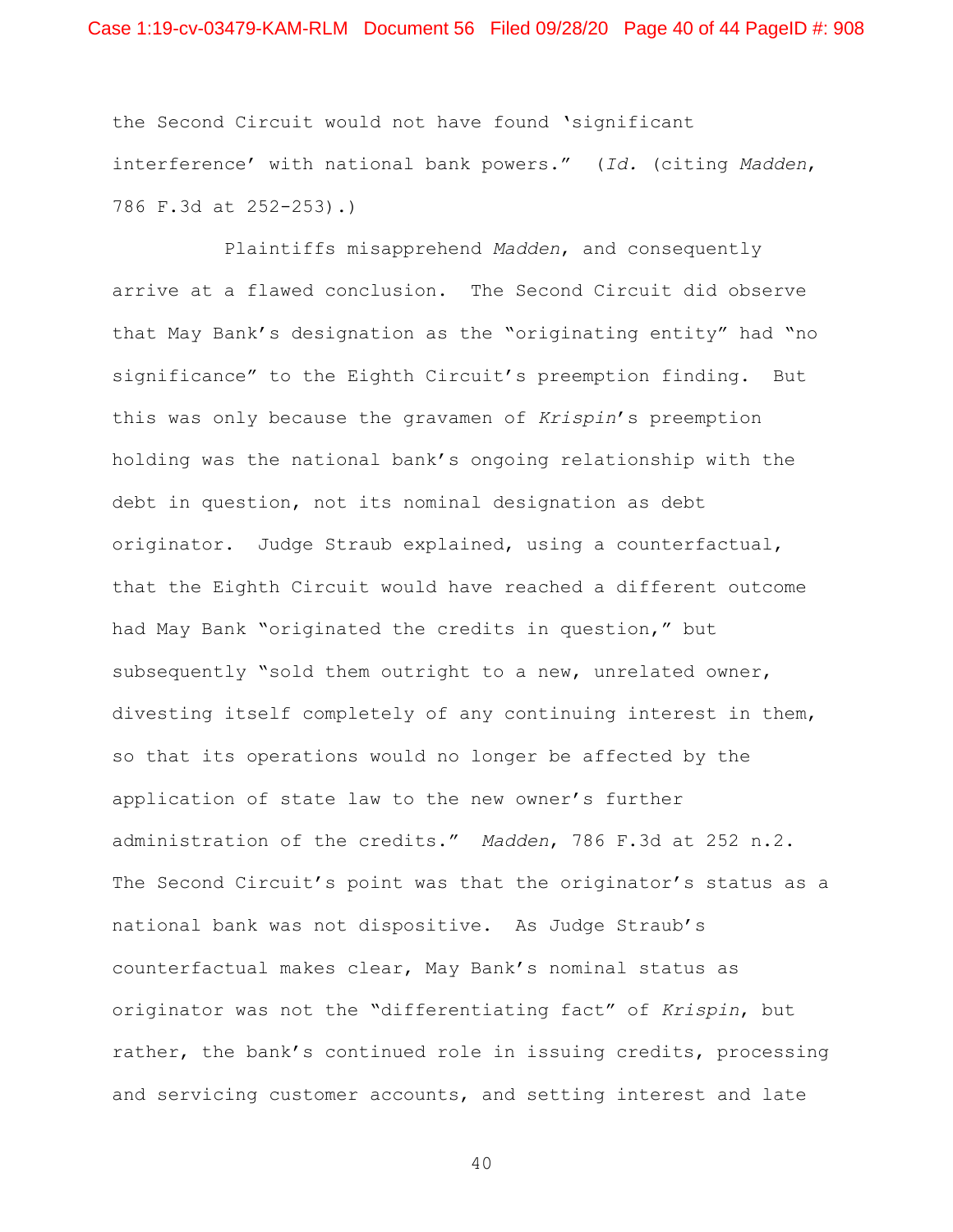the Second Circuit would not have found 'significant interference' with national bank powers." (*Id.* (citing *Madden*, 786 F.3d at 252-253).)

Plaintiffs misapprehend *Madden*, and consequently arrive at a flawed conclusion. The Second Circuit did observe that May Bank's designation as the "originating entity" had "no significance" to the Eighth Circuit's preemption finding. But this was only because the gravamen of *Krispin*'s preemption holding was the national bank's ongoing relationship with the debt in question, not its nominal designation as debt originator. Judge Straub explained, using a counterfactual, that the Eighth Circuit would have reached a different outcome had May Bank "originated the credits in question," but subsequently "sold them outright to a new, unrelated owner, divesting itself completely of any continuing interest in them, so that its operations would no longer be affected by the application of state law to the new owner's further administration of the credits." *Madden*, 786 F.3d at 252 n.2. The Second Circuit's point was that the originator's status as a national bank was not dispositive. As Judge Straub's counterfactual makes clear, May Bank's nominal status as originator was not the "differentiating fact" of *Krispin*, but rather, the bank's continued role in issuing credits, processing and servicing customer accounts, and setting interest and late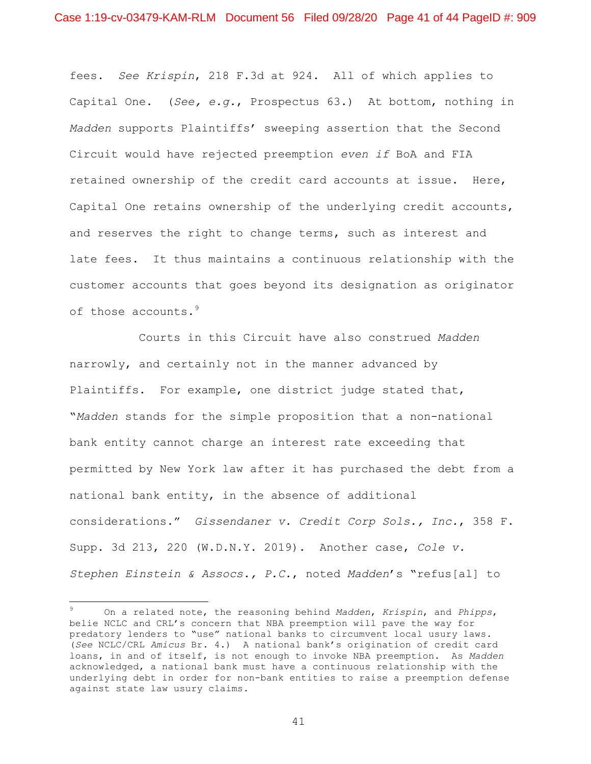fees. *See Krispin*, 218 F.3d at 924. All of which applies to Capital One. (*See, e.g.*, Prospectus 63.) At bottom, nothing in *Madden* supports Plaintiffs' sweeping assertion that the Second Circuit would have rejected preemption *even if* BoA and FIA retained ownership of the credit card accounts at issue. Here, Capital One retains ownership of the underlying credit accounts, and reserves the right to change terms, such as interest and late fees. It thus maintains a continuous relationship with the customer accounts that goes beyond its designation as originator of those accounts.[9]

Courts in this Circuit have also construed *Madden* narrowly, and certainly not in the manner advanced by Plaintiffs. For example, one district judge stated that, "*Madden* stands for the simple proposition that a non-national bank entity cannot charge an interest rate exceeding that permitted by New York law after it has purchased the debt from a national bank entity, in the absence of additional considerations." *Gissendaner v. Credit Corp Sols., Inc.*, 358 F. Supp. 3d 213, 220 (W.D.N.Y. 2019). Another case, *Cole v. Stephen Einstein & Assocs., P.C.*, noted *Madden*'s "refus[al] to

---

[9] On a related note, the reasoning behind *Madden*, *Krispin*, and *Phipps*, belie NCLC and CRL's concern that NBA preemption will pave the way for predatory lenders to "use" national banks to circumvent local usury laws. (*See* NCLC/CRL *Amicus* Br. 4.) A national bank's origination of credit card loans, in and of itself, is not enough to invoke NBA preemption. As *Madden* acknowledged, a national bank must have a continuous relationship with the underlying debt in order for non-bank entities to raise a preemption defense against state law usury claims.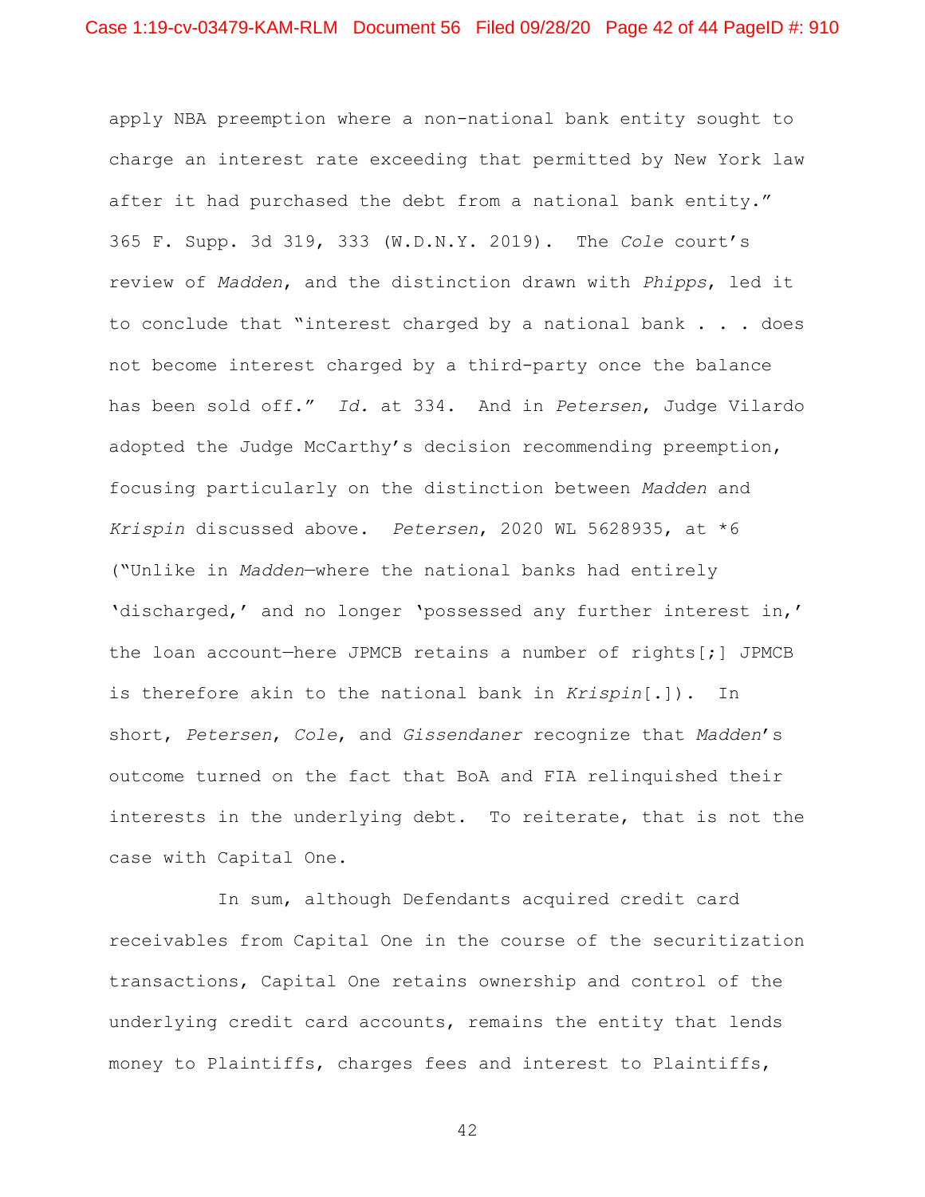apply NBA preemption where a non-national bank entity sought to charge an interest rate exceeding that permitted by New York law after it had purchased the debt from a national bank entity." 365 F. Supp. 3d 319, 333 (W.D.N.Y. 2019). The *Cole* court's review of *Madden*, and the distinction drawn with *Phipps*, led it to conclude that "interest charged by a national bank . . . does not become interest charged by a third-party once the balance has been sold off." *Id.* at 334. And in *Petersen*, Judge Vilardo adopted the Judge McCarthy's decision recommending preemption, focusing particularly on the distinction between *Madden* and *Krispin* discussed above. *Petersen*, 2020 WL 5628935, at *6 ("Unlike in *Madden*—where the national banks had entirely 'discharged,' and no longer 'possessed any further interest in,' the loan account—here JPMCB retains a number of rights[;] JPMCB is therefore akin to the national bank in *Krispin*[.]). In short, *Petersen*, *Cole*, and *Gissendaner* recognize that *Madden*'s outcome turned on the fact that BoA and FIA relinquished their interests in the underlying debt. To reiterate, that is not the case with Capital One.

In sum, although Defendants acquired credit card receivables from Capital One in the course of the securitization transactions, Capital One retains ownership and control of the underlying credit card accounts, remains the entity that lends money to Plaintiffs, charges fees and interest to Plaintiffs,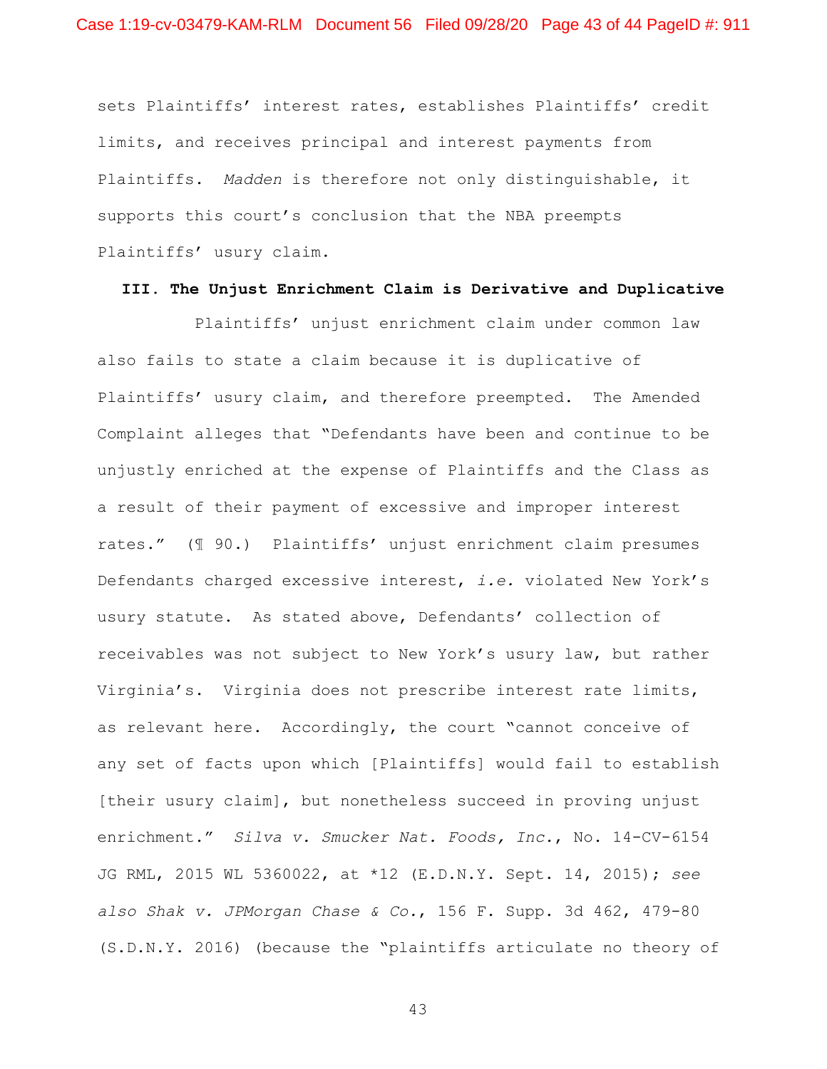sets Plaintiffs' interest rates, establishes Plaintiffs' credit limits, and receives principal and interest payments from Plaintiffs. *Madden* is therefore not only distinguishable, it supports this court's conclusion that the NBA preempts Plaintiffs' usury claim.

### III. The Unjust Enrichment Claim is Derivative and Duplicative

Plaintiffs' unjust enrichment claim under common law also fails to state a claim because it is duplicative of Plaintiffs' usury claim, and therefore preempted. The Amended Complaint alleges that "Defendants have been and continue to be unjustly enriched at the expense of Plaintiffs and the Class as a result of their payment of excessive and improper interest rates." (¶ 90.) Plaintiffs' unjust enrichment claim presumes Defendants charged excessive interest, *i.e.* violated New York's usury statute. As stated above, Defendants' collection of receivables was not subject to New York's usury law, but rather Virginia's. Virginia does not prescribe interest rate limits, as relevant here. Accordingly, the court "cannot conceive of any set of facts upon which [Plaintiffs] would fail to establish [their usury claim], but nonetheless succeed in proving unjust enrichment." *Silva v. Smucker Nat. Foods, Inc.*, No. 14-CV-6154 JG RML, 2015 WL 5360022, at *12 (E.D.N.Y. Sept. 14, 2015); *see also Shak v. JPMorgan Chase & Co.*, 156 F. Supp. 3d 462, 479-80 (S.D.N.Y. 2016) (because the "plaintiffs articulate no theory of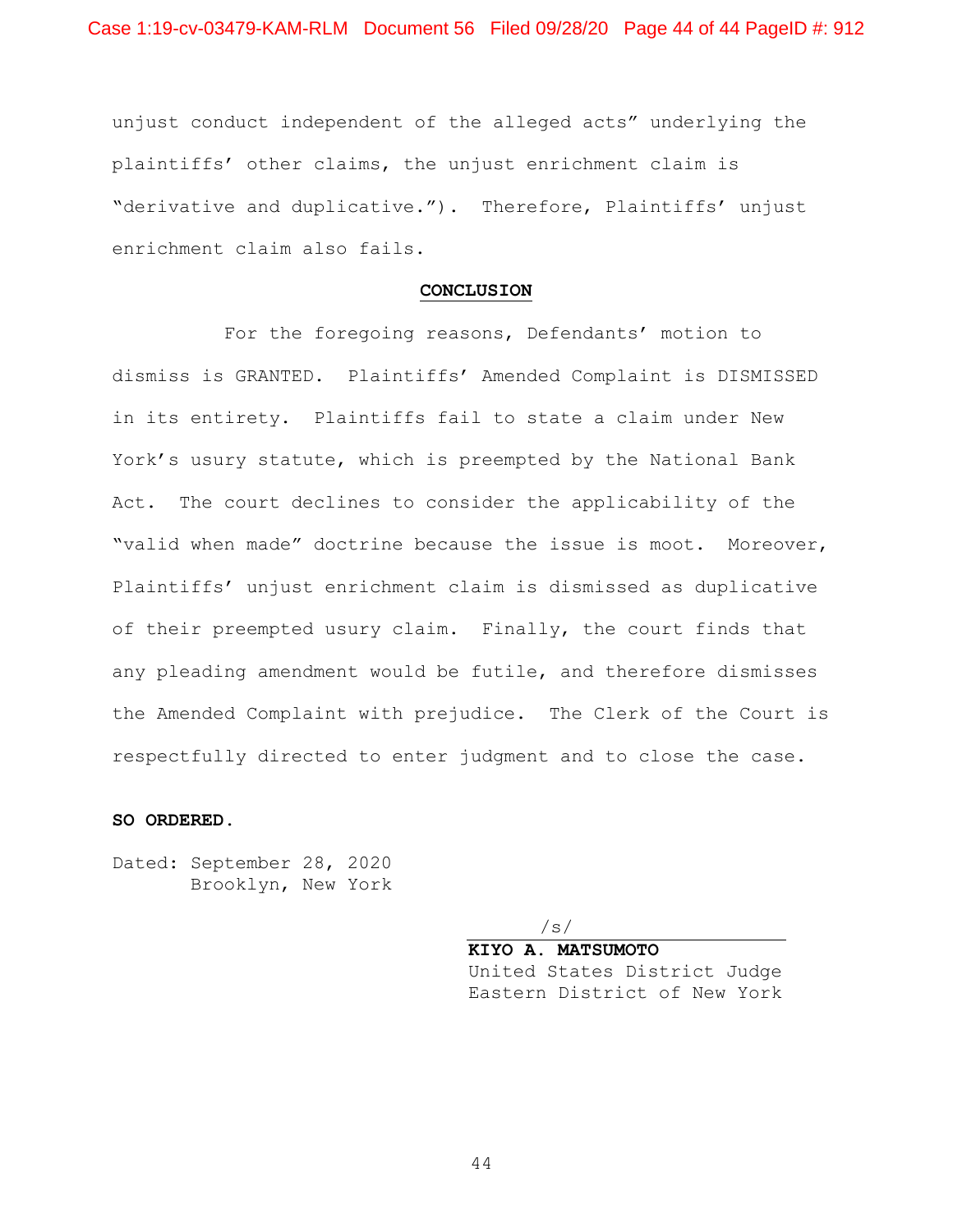unjust conduct independent of the alleged acts" underlying the plaintiffs' other claims, the unjust enrichment claim is "derivative and duplicative."). Therefore, Plaintiffs' unjust enrichment claim also fails.

## CONCLUSION

For the foregoing reasons, Defendants' motion to dismiss is GRANTED. Plaintiffs' Amended Complaint is DISMISSED in its entirety. Plaintiffs fail to state a claim under New York's usury statute, which is preempted by the National Bank Act. The court declines to consider the applicability of the "valid when made" doctrine because the issue is moot. Moreover, Plaintiffs' unjust enrichment claim is dismissed as duplicative of their preempted usury claim. Finally, the court finds that any pleading amendment would be futile, and therefore dismisses the Amended Complaint with prejudice. The Clerk of the Court is respectfully directed to enter judgment and to close the case.

**SO ORDERED.**

Dated: September 28, 2020
Brooklyn, New York

/s/

**KIYO A. MATSUMOTO**
United States District Judge
Eastern District of New York